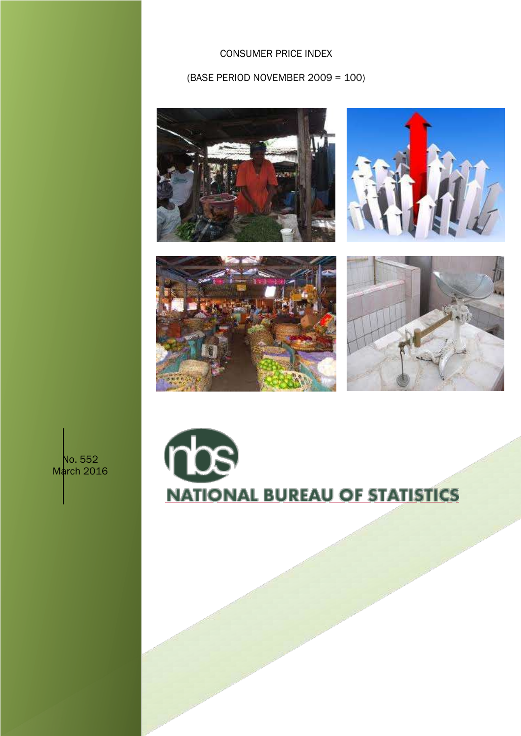# CONSUMER PRICE INDEX

(BASE PERIOD NOVEMBER 2009 = 100)

No. 552
March 2016

NATIONAL BUREAU OF STATISTICS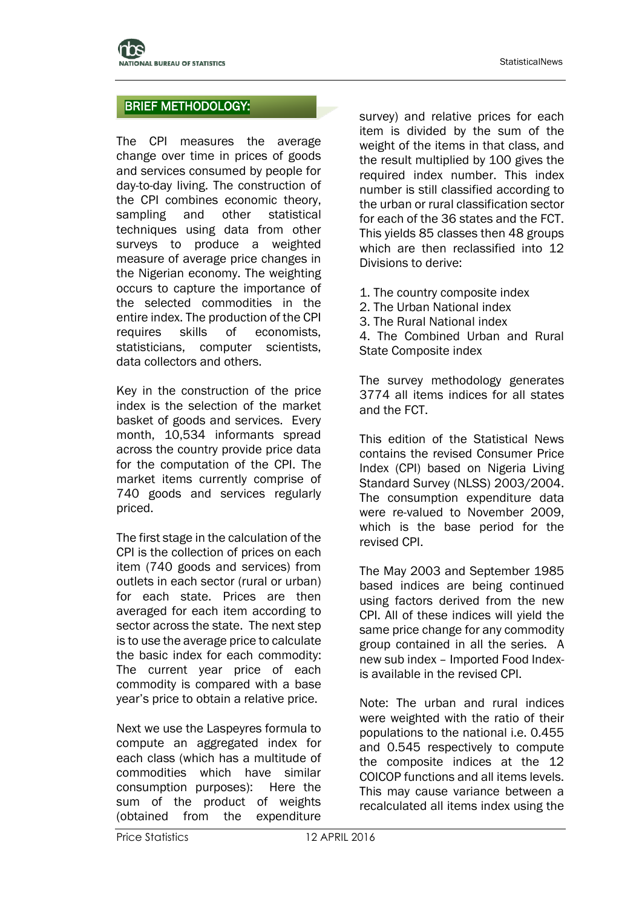## BRIEF METHODOLOGY:

The CPI measures the average change over time in prices of goods and services consumed by people for day-to-day living. The construction of the CPI combines economic theory, sampling and other statistical techniques using data from other surveys to produce a weighted measure of average price changes in the Nigerian economy. The weighting occurs to capture the importance of the selected commodities in the entire index. The production of the CPI requires skills of economists, statisticians, computer scientists, data collectors and others.

Key in the construction of the price index is the selection of the market basket of goods and services. Every month, 10,534 informants spread across the country provide price data for the computation of the CPI. The market items currently comprise of 740 goods and services regularly priced.

The first stage in the calculation of the CPI is the collection of prices on each item (740 goods and services) from outlets in each sector (rural or urban) for each state. Prices are then averaged for each item according to sector across the state. The next step is to use the average price to calculate the basic index for each commodity: The current year price of each commodity is compared with a base year's price to obtain a relative price.

Next we use the Laspeyres formula to compute an aggregated index for each class (which has a multitude of commodities which have similar consumption purposes): Here the sum of the product of weights (obtained from the expenditure survey) and relative prices for each item is divided by the sum of the weight of the items in that class, and the result multiplied by 100 gives the required index number. This index number is still classified according to the urban or rural classification sector for each of the 36 states and the FCT. This yields 85 classes then 48 groups which are then reclassified into 12 Divisions to derive:

1. The country composite index
2. The Urban National index
3. The Rural National index
4. The Combined Urban and Rural State Composite index

The survey methodology generates 3774 all items indices for all states and the FCT.

This edition of the Statistical News contains the revised Consumer Price Index (CPI) based on Nigeria Living Standard Survey (NLSS) 2003/2004. The consumption expenditure data were re-valued to November 2009, which is the base period for the revised CPI.

The May 2003 and September 1985 based indices are being continued using factors derived from the new CPI. All of these indices will yield the same price change for any commodity group contained in all the series. A new sub index – Imported Food Index- is available in the revised CPI.

Note: The urban and rural indices were weighted with the ratio of their populations to the national i.e. 0.455 and 0.545 respectively to compute the composite indices at the 12 COICOP functions and all items levels. This may cause variance between a recalculated all items index using the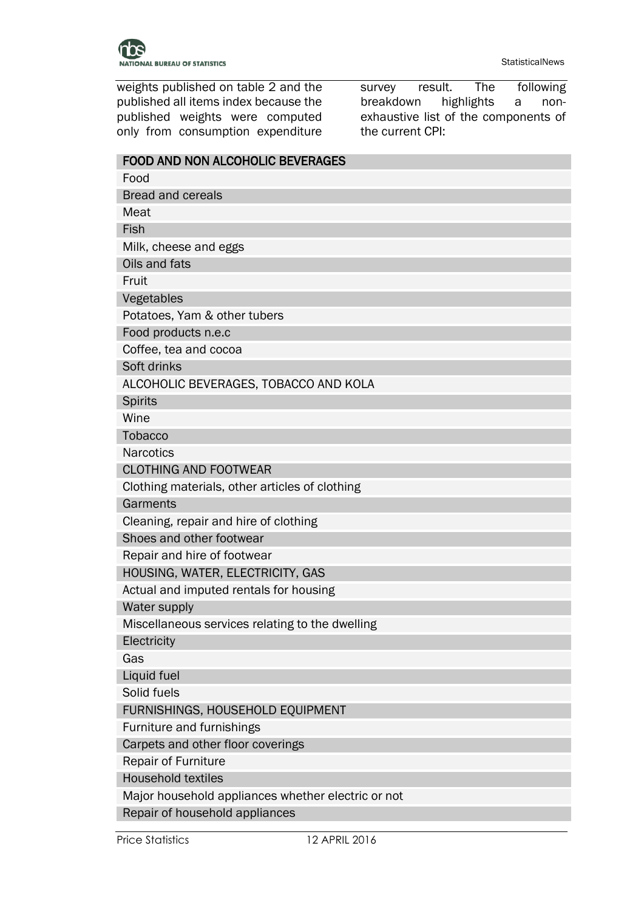weights published on table 2 and the published all items index because the published weights were computed only from consumption expenditure survey result. The following breakdown highlights a non-exhaustive list of the components of the current CPI:

| **FOOD AND NON ALCOHOLIC BEVERAGES** |
| --- |
| Food |
| Bread and cereals |
| Meat |
| Fish |
| Milk, cheese and eggs |
| Oils and fats |
| Fruit |
| Vegetables |
| Potatoes, Yam & other tubers |
| Food products n.e.c |
| Coffee, tea and cocoa |
| Soft drinks |
| ALCOHOLIC BEVERAGES, TOBACCO AND KOLA |
| Spirits |
| Wine |
| Tobacco |
| Narcotics |
| CLOTHING AND FOOTWEAR |
| Clothing materials, other articles of clothing |
| Garments |
| Cleaning, repair and hire of clothing |
| Shoes and other footwear |
| Repair and hire of footwear |
| HOUSING, WATER, ELECTRICITY, GAS |
| Actual and imputed rentals for housing |
| Water supply |
| Miscellaneous services relating to the dwelling |
| Electricity |
| Gas |
| Liquid fuel |
| Solid fuels |
| FURNISHINGS, HOUSEHOLD EQUIPMENT |
| Furniture and furnishings |
| Carpets and other floor coverings |
| Repair of Furniture |
| Household textiles |
| Major household appliances whether electric or not |
| Repair of household appliances |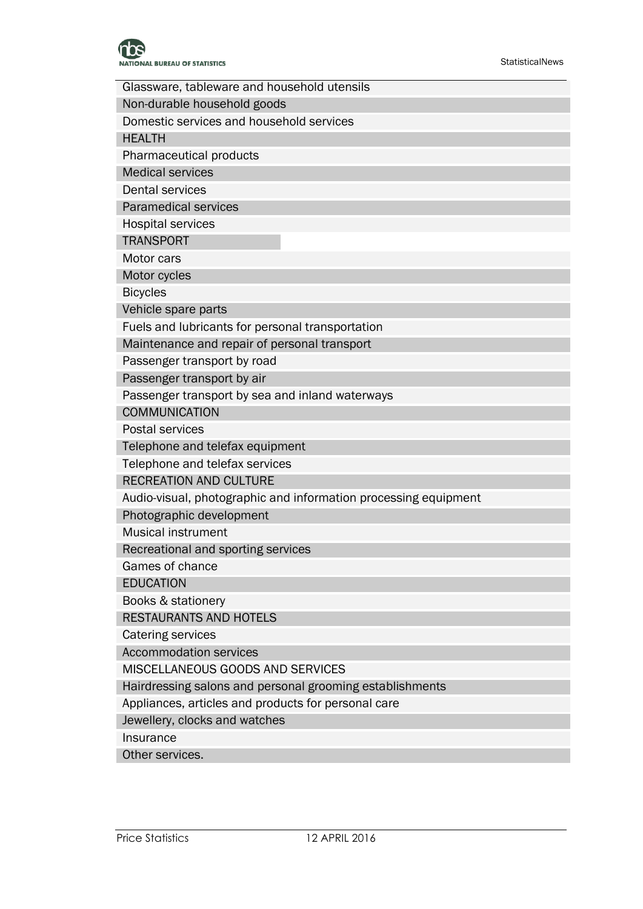| |
|---|
| Glassware, tableware and household utensils |
| Non-durable household goods |
| Domestic services and household services |
| HEALTH |
| Pharmaceutical products |
| Medical services |
| Dental services |
| Paramedical services |
| Hospital services |
| TRANSPORT |
| Motor cars |
| Motor cycles |
| Bicycles |
| Vehicle spare parts |
| Fuels and lubricants for personal transportation |
| Maintenance and repair of personal transport |
| Passenger transport by road |
| Passenger transport by air |
| Passenger transport by sea and inland waterways |
| COMMUNICATION |
| Postal services |
| Telephone and telefax equipment |
| Telephone and telefax services |
| RECREATION AND CULTURE |
| Audio-visual, photographic and information processing equipment |
| Photographic development |
| Musical instrument |
| Recreational and sporting services |
| Games of chance |
| EDUCATION |
| Books & stationery |
| RESTAURANTS AND HOTELS |
| Catering services |
| Accommodation services |
| MISCELLANEOUS GOODS AND SERVICES |
| Hairdressing salons and personal grooming establishments |
| Appliances, articles and products for personal care |
| Jewellery, clocks and watches |
| Insurance |
| Other services. |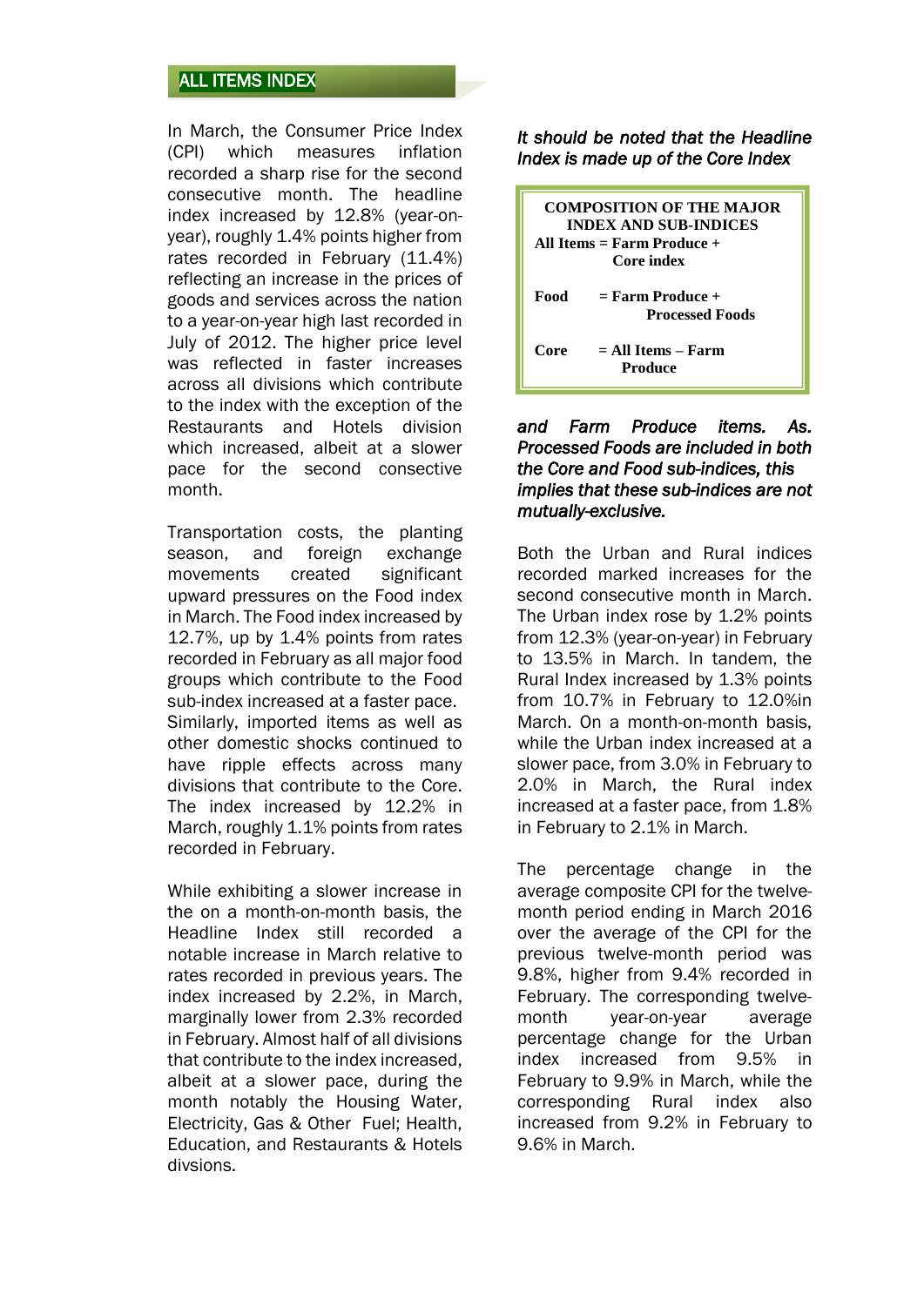## ALL ITEMS INDEX

In March, the Consumer Price Index (CPI) which measures inflation recorded a sharp rise for the second consecutive month. The headline index increased by 12.8% (year-on-year), roughly 1.4% points higher from rates recorded in February (11.4%) reflecting an increase in the prices of goods and services across the nation to a year-on-year high last recorded in July of 2012. The higher price level was reflected in faster increases across all divisions which contribute to the index with the exception of the Restaurants and Hotels division which increased, albeit at a slower pace for the second consective month.

Transportation costs, the planting season, and foreign exchange movements created significant upward pressures on the Food index in March. The Food index increased by 12.7%, up by 1.4% points from rates recorded in February as all major food groups which contribute to the Food sub-index increased at a faster pace. Similarly, imported items as well as other domestic shocks continued to have ripple effects across many divisions that contribute to the Core. The index increased by 12.2% in March, roughly 1.1% points from rates recorded in February.

While exhibiting a slower increase in the on a month-on-month basis, the Headline Index still recorded a notable increase in March relative to rates recorded in previous years. The index increased by 2.2%, in March, marginally lower from 2.3% recorded in February. Almost half of all divisions that contribute to the index increased, albeit at a slower pace, during the month notably the Housing Water, Electricity, Gas & Other Fuel; Health, Education, and Restaurants & Hotels divsions.

***It should be noted that the Headline Index is made up of the Core Index and Farm Produce items. As. Processed Foods are included in both the Core and Food sub-indices, this implies that these sub-indices are not mutually-exclusive.***

| **COMPOSITION OF THE MAJOR INDEX AND SUB-INDICES** | |
|---|---|
| **All Items** | **= Farm Produce + Core index** |
| **Food** | **= Farm Produce + Processed Foods** |
| **Core** | **= All Items – Farm Produce** |

Both the Urban and Rural indices recorded marked increases for the second consecutive month in March. The Urban index rose by 1.2% points from 12.3% (year-on-year) in February to 13.5% in March. In tandem, the Rural Index increased by 1.3% points from 10.7% in February to 12.0%in March. On a month-on-month basis, while the Urban index increased at a slower pace, from 3.0% in February to 2.0% in March, the Rural index increased at a faster pace, from 1.8% in February to 2.1% in March.

The percentage change in the average composite CPI for the twelve-month period ending in March 2016 over the average of the CPI for the previous twelve-month period was 9.8%, higher from 9.4% recorded in February. The corresponding twelve-month year-on-year average percentage change for the Urban index increased from 9.5% in February to 9.9% in March, while the corresponding Rural index also increased from 9.2% in February to 9.6% in March.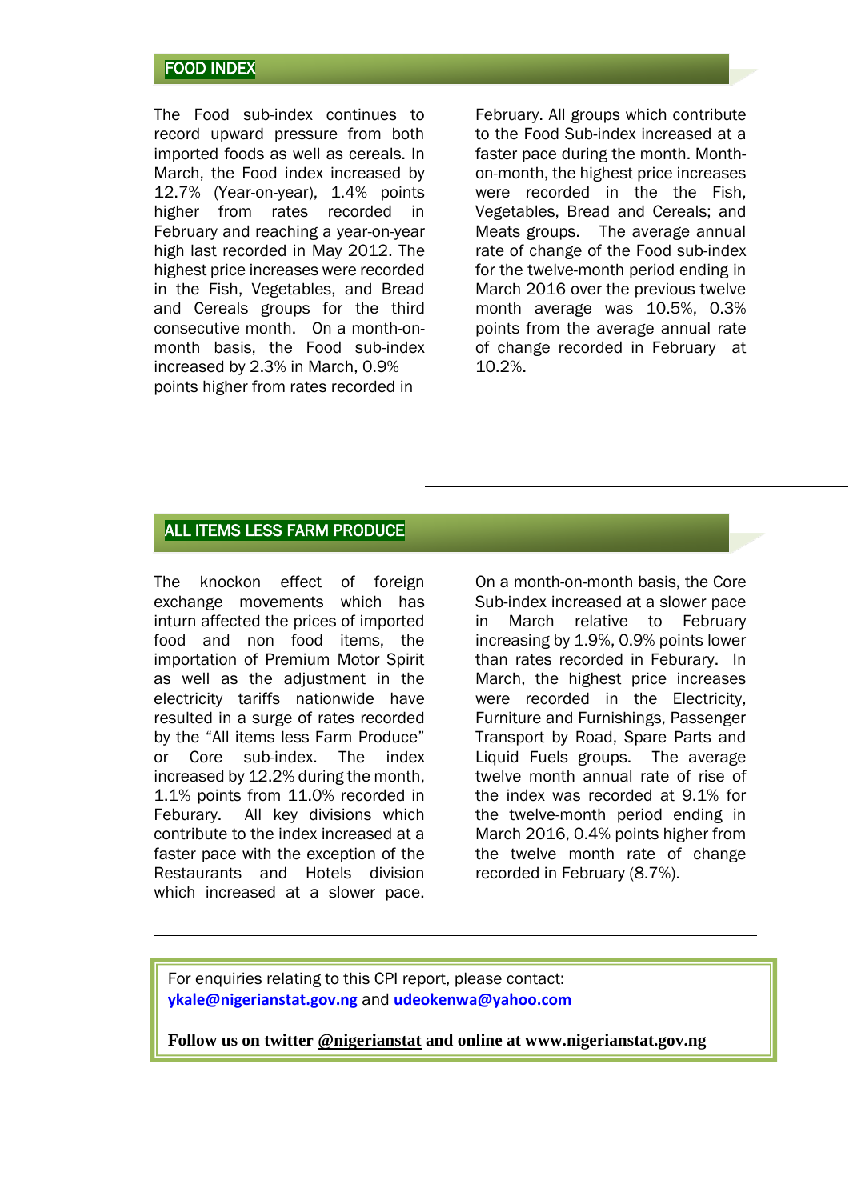## FOOD INDEX

The Food sub-index continues to record upward pressure from both imported foods as well as cereals. In March, the Food index increased by 12.7% (Year-on-year), 1.4% points higher from rates recorded in February and reaching a year-on-year high last recorded in May 2012. The highest price increases were recorded in the Fish, Vegetables, and Bread and Cereals groups for the third consecutive month. On a month-on-month basis, the Food sub-index increased by 2.3% in March, 0.9% points higher from rates recorded in February. All groups which contribute to the Food Sub-index increased at a faster pace during the month. Month-on-month, the highest price increases were recorded in the the Fish, Vegetables, Bread and Cereals; and Meats groups. The average annual rate of change of the Food sub-index for the twelve-month period ending in March 2016 over the previous twelve month average was 10.5%, 0.3% points from the average annual rate of change recorded in February at 10.2%.

## ALL ITEMS LESS FARM PRODUCE

The knockon effect of foreign exchange movements which has inturn affected the prices of imported food and non food items, the importation of Premium Motor Spirit as well as the adjustment in the electricity tariffs nationwide have resulted in a surge of rates recorded by the "All items less Farm Produce" or Core sub-index. The index increased by 12.2% during the month, 1.1% points from 11.0% recorded in Feburary. All key divisions which contribute to the index increased at a faster pace with the exception of the Restaurants and Hotels division which increased at a slower pace. On a month-on-month basis, the Core Sub-index increased at a slower pace in March relative to February increasing by 1.9%, 0.9% points lower than rates recorded in Feburary. In March, the highest price increases were recorded in the Electricity, Furniture and Furnishings, Passenger Transport by Road, Spare Parts and Liquid Fuels groups. The average twelve month annual rate of rise of the index was recorded at 9.1% for the twelve-month period ending in March 2016, 0.4% points higher from the twelve month rate of change recorded in February (8.7%).

For enquiries relating to this CPI report, please contact:
**ykale@nigerianstat.gov.ng** and **udeokenwa@yahoo.com**

**Follow us on twitter @nigerianstat and online at www.nigerianstat.gov.ng**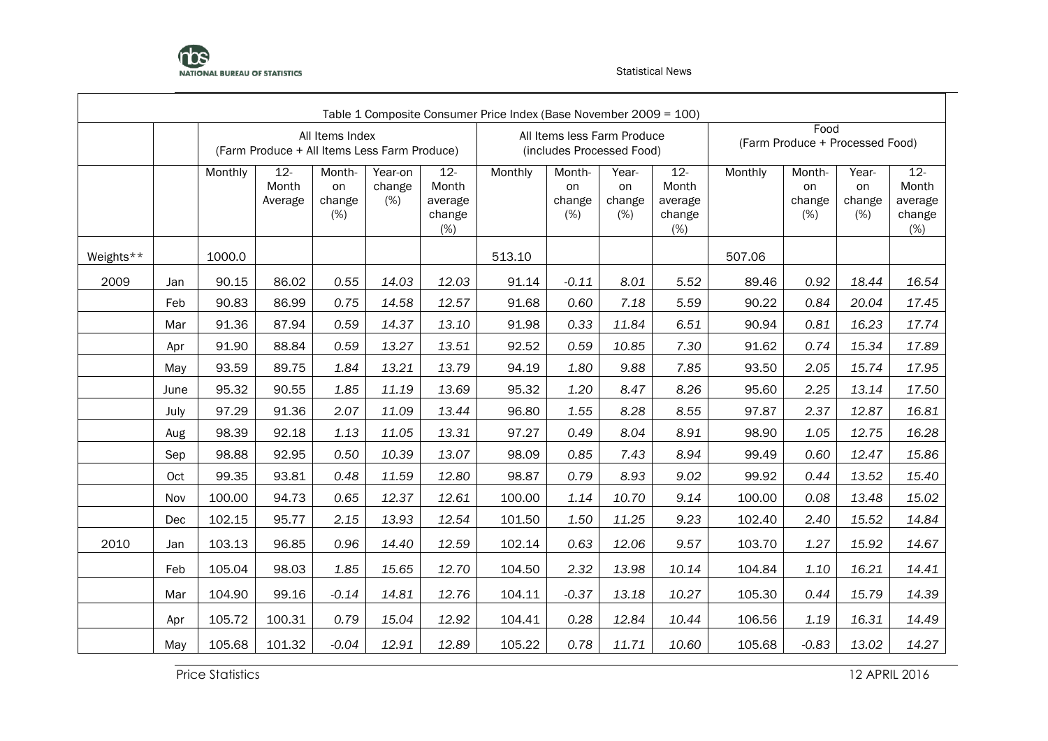Table 1 Composite Consumer Price Index (Base November 2009 = 100)

| | | All Items Index (Farm Produce + All Items Less Farm Produce) | | | | | All Items less Farm Produce (includes Processed Food) | | | | Food (Farm Produce + Processed Food) | | | |
|---|---|---|---|---|---|---|---|---|---|---|---|---|---|---|
| | | Monthly | 12-Month Average | Month-on change (%) | Year-on change (%) | 12-Month average change (%) | Monthly | Month-on change (%) | Year-on change (%) | 12-Month average change (%) | Monthly | Month-on change (%) | Year-on change (%) | 12-Month average change (%) |
| Weights** | | 1000.0 | | | | | 513.10 | | | | 507.06 | | | |
| 2009 | Jan | 90.15 | 86.02 | *0.55* | *14.03* | *12.03* | 91.14 | *-0.11* | *8.01* | *5.52* | 89.46 | *0.92* | *18.44* | *16.54* |
| | Feb | 90.83 | 86.99 | *0.75* | *14.58* | *12.57* | 91.68 | *0.60* | *7.18* | *5.59* | 90.22 | *0.84* | *20.04* | *17.45* |
| | Mar | 91.36 | 87.94 | *0.59* | *14.37* | *13.10* | 91.98 | *0.33* | *11.84* | *6.51* | 90.94 | *0.81* | *16.23* | *17.74* |
| | Apr | 91.90 | 88.84 | *0.59* | *13.27* | *13.51* | 92.52 | *0.59* | *10.85* | *7.30* | 91.62 | *0.74* | *15.34* | *17.89* |
| | May | 93.59 | 89.75 | *1.84* | *13.21* | *13.79* | 94.19 | *1.80* | *9.88* | *7.85* | 93.50 | *2.05* | *15.74* | *17.95* |
| | June | 95.32 | 90.55 | *1.85* | *11.19* | *13.69* | 95.32 | *1.20* | *8.47* | *8.26* | 95.60 | *2.25* | *13.14* | *17.50* |
| | July | 97.29 | 91.36 | *2.07* | *11.09* | *13.44* | 96.80 | *1.55* | *8.28* | *8.55* | 97.87 | *2.37* | *12.87* | *16.81* |
| | Aug | 98.39 | 92.18 | *1.13* | *11.05* | *13.31* | 97.27 | *0.49* | *8.04* | *8.91* | 98.90 | *1.05* | *12.75* | *16.28* |
| | Sep | 98.88 | 92.95 | *0.50* | *10.39* | *13.07* | 98.09 | *0.85* | *7.43* | *8.94* | 99.49 | *0.60* | *12.47* | *15.86* |
| | Oct | 99.35 | 93.81 | *0.48* | *11.59* | *12.80* | 98.87 | *0.79* | *8.93* | *9.02* | 99.92 | *0.44* | *13.52* | *15.40* |
| | Nov | 100.00 | 94.73 | *0.65* | *12.37* | *12.61* | 100.00 | *1.14* | *10.70* | *9.14* | 100.00 | *0.08* | *13.48* | *15.02* |
| | Dec | 102.15 | 95.77 | *2.15* | *13.93* | *12.54* | 101.50 | *1.50* | *11.25* | *9.23* | 102.40 | *2.40* | *15.52* | *14.84* |
| 2010 | Jan | 103.13 | 96.85 | *0.96* | *14.40* | *12.59* | 102.14 | *0.63* | *12.06* | *9.57* | 103.70 | *1.27* | *15.92* | *14.67* |
| | Feb | 105.04 | 98.03 | *1.85* | *15.65* | *12.70* | 104.50 | *2.32* | *13.98* | *10.14* | 104.84 | *1.10* | *16.21* | *14.41* |
| | Mar | 104.90 | 99.16 | *-0.14* | *14.81* | *12.76* | 104.11 | *-0.37* | *13.18* | *10.27* | 105.30 | *0.44* | *15.79* | *14.39* |
| | Apr | 105.72 | 100.31 | *0.79* | *15.04* | *12.92* | 104.41 | *0.28* | *12.84* | *10.44* | 106.56 | *1.19* | *16.31* | *14.49* |
| | May | 105.68 | 101.32 | *-0.04* | *12.91* | *12.89* | 105.22 | *0.78* | *11.71* | *10.60* | 105.68 | *-0.83* | *13.02* | *14.27* |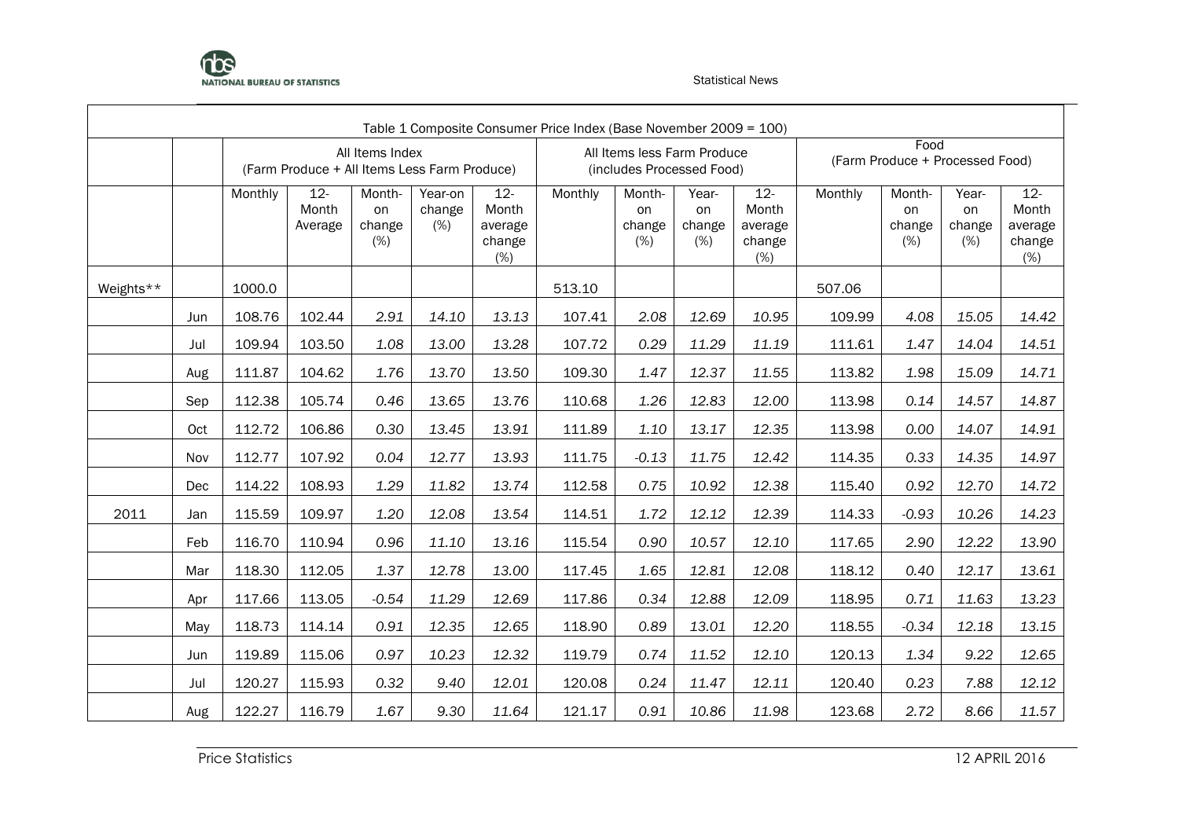Table 1 Composite Consumer Price Index (Base November 2009 = 100)

| | | All Items Index (Farm Produce + All Items Less Farm Produce) | | | | | All Items less Farm Produce (includes Processed Food) | | | | Food (Farm Produce + Processed Food) | | | |
|---|---|---|---|---|---|---|---|---|---|---|---|---|---|---|
| | | Monthly | 12-Month Average | Month-on change (%) | Year-on change (%) | 12-Month average change (%) | Monthly | Month-on change (%) | Year-on change (%) | 12-Month average change (%) | Monthly | Month-on change (%) | Year-on change (%) | 12-Month average change (%) |
| Weights** | | 1000.0 | | | | | 513.10 | | | | 507.06 | | | |
| | Jun | 108.76 | 102.44 | *2.91* | *14.10* | *13.13* | 107.41 | *2.08* | *12.69* | *10.95* | 109.99 | *4.08* | *15.05* | *14.42* |
| | Jul | 109.94 | 103.50 | *1.08* | *13.00* | *13.28* | 107.72 | *0.29* | *11.29* | *11.19* | 111.61 | *1.47* | *14.04* | *14.51* |
| | Aug | 111.87 | 104.62 | *1.76* | *13.70* | *13.50* | 109.30 | *1.47* | *12.37* | *11.55* | 113.82 | *1.98* | *15.09* | *14.71* |
| | Sep | 112.38 | 105.74 | *0.46* | *13.65* | *13.76* | 110.68 | *1.26* | *12.83* | *12.00* | 113.98 | *0.14* | *14.57* | *14.87* |
| | Oct | 112.72 | 106.86 | *0.30* | *13.45* | *13.91* | 111.89 | *1.10* | *13.17* | *12.35* | 113.98 | *0.00* | *14.07* | *14.91* |
| | Nov | 112.77 | 107.92 | *0.04* | *12.77* | *13.93* | 111.75 | *-0.13* | *11.75* | *12.42* | 114.35 | *0.33* | *14.35* | *14.97* |
| | Dec | 114.22 | 108.93 | *1.29* | *11.82* | *13.74* | 112.58 | *0.75* | *10.92* | *12.38* | 115.40 | *0.92* | *12.70* | *14.72* |
| 2011 | Jan | 115.59 | 109.97 | *1.20* | *12.08* | *13.54* | 114.51 | *1.72* | *12.12* | *12.39* | 114.33 | *-0.93* | *10.26* | *14.23* |
| | Feb | 116.70 | 110.94 | *0.96* | *11.10* | *13.16* | 115.54 | *0.90* | *10.57* | *12.10* | 117.65 | *2.90* | *12.22* | *13.90* |
| | Mar | 118.30 | 112.05 | *1.37* | *12.78* | *13.00* | 117.45 | *1.65* | *12.81* | *12.08* | 118.12 | *0.40* | *12.17* | *13.61* |
| | Apr | 117.66 | 113.05 | *-0.54* | *11.29* | *12.69* | 117.86 | *0.34* | *12.88* | *12.09* | 118.95 | *0.71* | *11.63* | *13.23* |
| | May | 118.73 | 114.14 | *0.91* | *12.35* | *12.65* | 118.90 | *0.89* | *13.01* | *12.20* | 118.55 | *-0.34* | *12.18* | *13.15* |
| | Jun | 119.89 | 115.06 | *0.97* | *10.23* | *12.32* | 119.79 | *0.74* | *11.52* | *12.10* | 120.13 | *1.34* | *9.22* | *12.65* |
| | Jul | 120.27 | 115.93 | *0.32* | *9.40* | *12.01* | 120.08 | *0.24* | *11.47* | *12.11* | 120.40 | *0.23* | *7.88* | *12.12* |
| | Aug | 122.27 | 116.79 | *1.67* | *9.30* | *11.64* | 121.17 | *0.91* | *10.86* | *11.98* | 123.68 | *2.72* | *8.66* | *11.57* |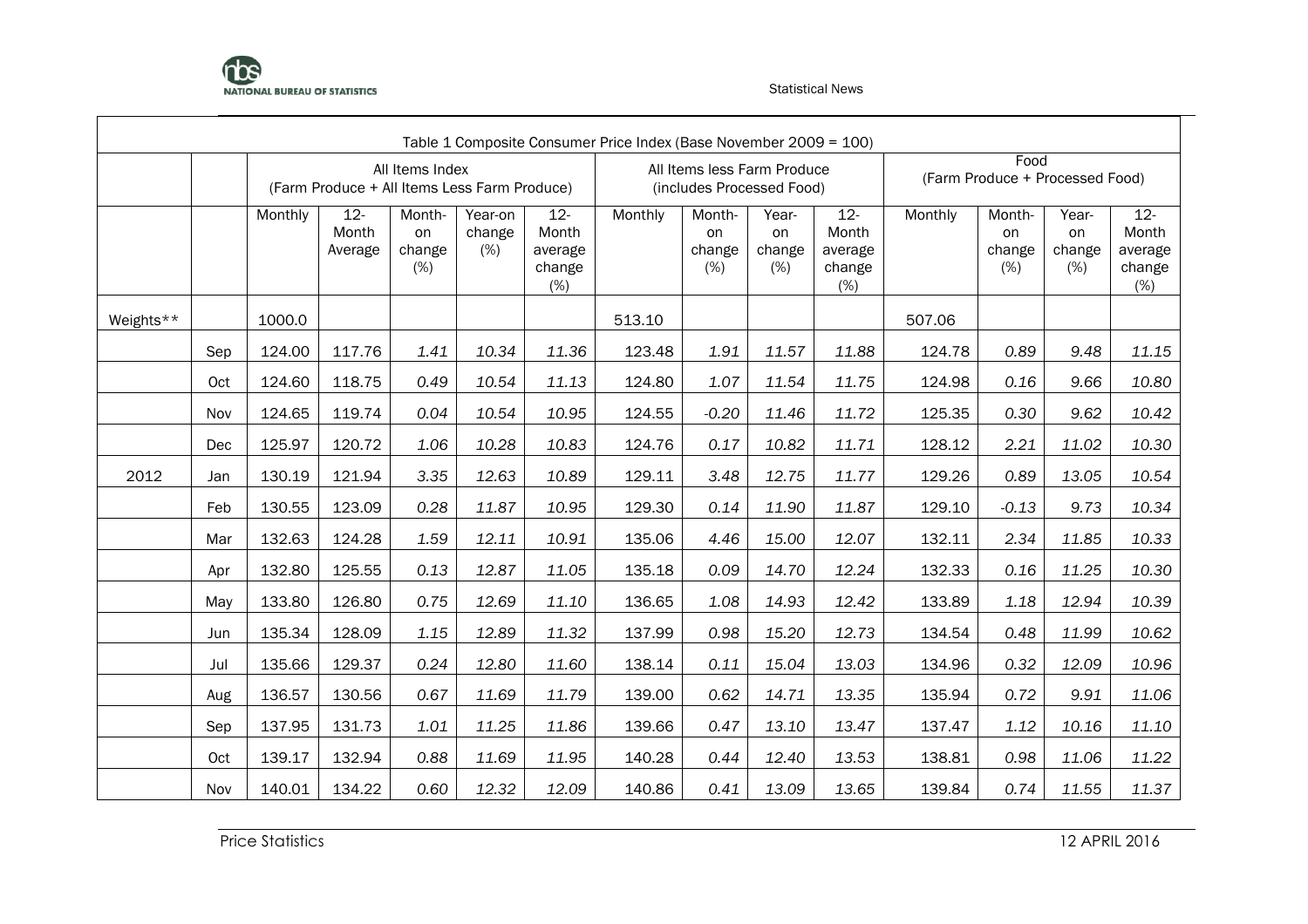| | | Table 1 Composite Consumer Price Index (Base November 2009 = 100) | | | | | | | | | | | | |
|---|---|---|---|---|---|---|---|---|---|---|---|---|---|---|
| | | All Items Index (Farm Produce + All Items Less Farm Produce) | | | | | All Items less Farm Produce (includes Processed Food) | | | | Food (Farm Produce + Processed Food) | | | |
| | | Monthly | 12-Month Average | Month-on change (%) | Year-on change (%) | 12-Month average change (%) | Monthly | Month-on change (%) | Year-on change (%) | 12-Month average change (%) | Monthly | Month-on change (%) | Year-on change (%) | 12-Month average change (%) |
| Weights** | | 1000.0 | | | | | 513.10 | | | | 507.06 | | | |
| | Sep | 124.00 | 117.76 | *1.41* | *10.34* | *11.36* | 123.48 | *1.91* | *11.57* | *11.88* | 124.78 | *0.89* | *9.48* | *11.15* |
| | Oct | 124.60 | 118.75 | *0.49* | *10.54* | *11.13* | 124.80 | *1.07* | *11.54* | *11.75* | 124.98 | *0.16* | *9.66* | *10.80* |
| | Nov | 124.65 | 119.74 | *0.04* | *10.54* | *10.95* | 124.55 | *-0.20* | *11.46* | *11.72* | 125.35 | *0.30* | *9.62* | *10.42* |
| | Dec | 125.97 | 120.72 | *1.06* | *10.28* | *10.83* | 124.76 | *0.17* | *10.82* | *11.71* | 128.12 | *2.21* | *11.02* | *10.30* |
| 2012 | Jan | 130.19 | 121.94 | *3.35* | *12.63* | *10.89* | 129.11 | *3.48* | *12.75* | *11.77* | 129.26 | *0.89* | *13.05* | *10.54* |
| | Feb | 130.55 | 123.09 | *0.28* | *11.87* | *10.95* | 129.30 | *0.14* | *11.90* | *11.87* | 129.10 | *-0.13* | *9.73* | *10.34* |
| | Mar | 132.63 | 124.28 | *1.59* | *12.11* | *10.91* | 135.06 | *4.46* | *15.00* | *12.07* | 132.11 | *2.34* | *11.85* | *10.33* |
| | Apr | 132.80 | 125.55 | *0.13* | *12.87* | *11.05* | 135.18 | *0.09* | *14.70* | *12.24* | 132.33 | *0.16* | *11.25* | *10.30* |
| | May | 133.80 | 126.80 | *0.75* | *12.69* | *11.10* | 136.65 | *1.08* | *14.93* | *12.42* | 133.89 | *1.18* | *12.94* | *10.39* |
| | Jun | 135.34 | 128.09 | *1.15* | *12.89* | *11.32* | 137.99 | *0.98* | *15.20* | *12.73* | 134.54 | *0.48* | *11.99* | *10.62* |
| | Jul | 135.66 | 129.37 | *0.24* | *12.80* | *11.60* | 138.14 | *0.11* | *15.04* | *13.03* | 134.96 | *0.32* | *12.09* | *10.96* |
| | Aug | 136.57 | 130.56 | *0.67* | *11.69* | *11.79* | 139.00 | *0.62* | *14.71* | *13.35* | 135.94 | *0.72* | *9.91* | *11.06* |
| | Sep | 137.95 | 131.73 | *1.01* | *11.25* | *11.86* | 139.66 | *0.47* | *13.10* | *13.47* | 137.47 | *1.12* | *10.16* | *11.10* |
| | Oct | 139.17 | 132.94 | *0.88* | *11.69* | *11.95* | 140.28 | *0.44* | *12.40* | *13.53* | 138.81 | *0.98* | *11.06* | *11.22* |
| | Nov | 140.01 | 134.22 | *0.60* | *12.32* | *12.09* | 140.86 | *0.41* | *13.09* | *13.65* | 139.84 | *0.74* | *11.55* | *11.37* |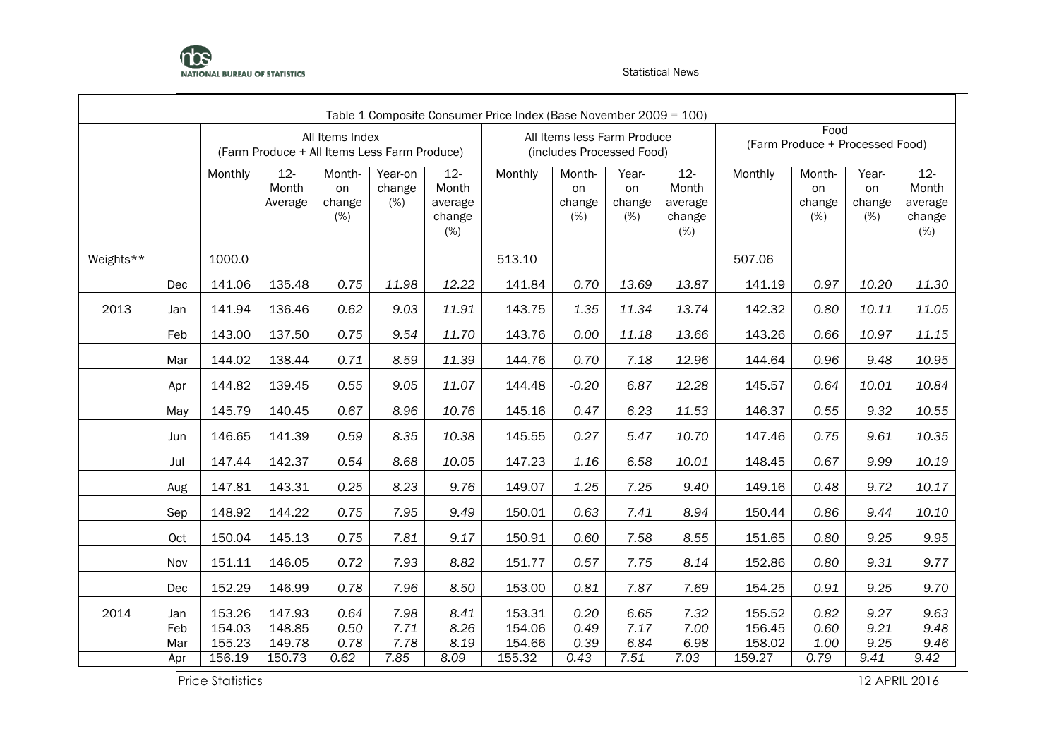Table 1 Composite Consumer Price Index (Base November 2009 = 100)

| | | All Items Index (Farm Produce + All Items Less Farm Produce) | | | | | All Items less Farm Produce (includes Processed Food) | | | | Food (Farm Produce + Processed Food) | | | |
|---|---|---|---|---|---|---|---|---|---|---|---|---|---|---|
| | | Monthly | 12-Month Average | Month-on change (%) | Year-on change (%) | 12-Month average change (%) | Monthly | Month-on change (%) | Year-on change (%) | 12-Month average change (%) | Monthly | Month-on change (%) | Year-on change (%) | 12-Month average change (%) |
| Weights** | | 1000.0 | | | | | 513.10 | | | | 507.06 | | | |
| | Dec | 141.06 | 135.48 | *0.75* | *11.98* | *12.22* | 141.84 | *0.70* | *13.69* | *13.87* | 141.19 | *0.97* | *10.20* | *11.30* |
| 2013 | Jan | 141.94 | 136.46 | *0.62* | *9.03* | *11.91* | 143.75 | *1.35* | *11.34* | *13.74* | 142.32 | *0.80* | *10.11* | *11.05* |
| | Feb | 143.00 | 137.50 | *0.75* | *9.54* | *11.70* | 143.76 | *0.00* | *11.18* | *13.66* | 143.26 | *0.66* | *10.97* | *11.15* |
| | Mar | 144.02 | 138.44 | *0.71* | *8.59* | *11.39* | 144.76 | *0.70* | *7.18* | *12.96* | 144.64 | *0.96* | *9.48* | *10.95* |
| | Apr | 144.82 | 139.45 | *0.55* | *9.05* | *11.07* | 144.48 | *-0.20* | *6.87* | *12.28* | 145.57 | *0.64* | *10.01* | *10.84* |
| | May | 145.79 | 140.45 | *0.67* | *8.96* | *10.76* | 145.16 | *0.47* | *6.23* | *11.53* | 146.37 | *0.55* | *9.32* | *10.55* |
| | Jun | 146.65 | 141.39 | *0.59* | *8.35* | *10.38* | 145.55 | *0.27* | *5.47* | *10.70* | 147.46 | *0.75* | *9.61* | *10.35* |
| | Jul | 147.44 | 142.37 | *0.54* | *8.68* | *10.05* | 147.23 | *1.16* | *6.58* | *10.01* | 148.45 | *0.67* | *9.99* | *10.19* |
| | Aug | 147.81 | 143.31 | *0.25* | *8.23* | *9.76* | 149.07 | *1.25* | *7.25* | *9.40* | 149.16 | *0.48* | *9.72* | *10.17* |
| | Sep | 148.92 | 144.22 | *0.75* | *7.95* | *9.49* | 150.01 | *0.63* | *7.41* | *8.94* | 150.44 | *0.86* | *9.44* | *10.10* |
| | Oct | 150.04 | 145.13 | *0.75* | *7.81* | *9.17* | 150.91 | *0.60* | *7.58* | *8.55* | 151.65 | *0.80* | *9.25* | *9.95* |
| | Nov | 151.11 | 146.05 | *0.72* | *7.93* | *8.82* | 151.77 | *0.57* | *7.75* | *8.14* | 152.86 | *0.80* | *9.31* | *9.77* |
| | Dec | 152.29 | 146.99 | *0.78* | *7.96* | *8.50* | 153.00 | *0.81* | *7.87* | *7.69* | 154.25 | *0.91* | *9.25* | *9.70* |
| 2014 | Jan | 153.26 | 147.93 | *0.64* | *7.98* | *8.41* | 153.31 | *0.20* | *6.65* | *7.32* | 155.52 | *0.82* | *9.27* | *9.63* |
| | Feb | 154.03 | 148.85 | *0.50* | *7.71* | *8.26* | 154.06 | *0.49* | *7.17* | *7.00* | 156.45 | *0.60* | *9.21* | *9.48* |
| | Mar | 155.23 | 149.78 | *0.78* | *7.78* | *8.19* | 154.66 | *0.39* | *6.84* | *6.98* | 158.02 | *1.00* | *9.25* | *9.46* |
| | Apr | 156.19 | 150.73 | *0.62* | *7.85* | *8.09* | 155.32 | *0.43* | *7.51* | *7.03* | 159.27 | *0.79* | *9.41* | *9.42* |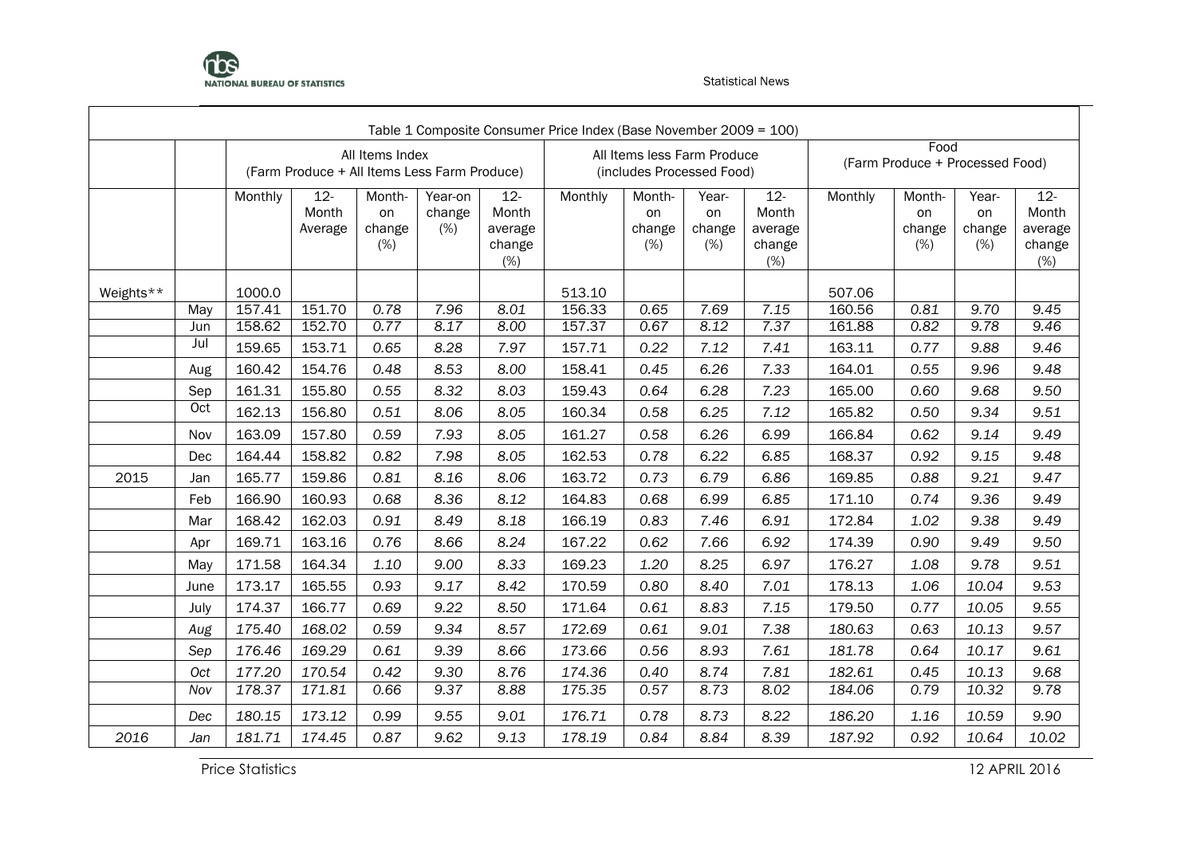Table 1 Composite Consumer Price Index (Base November 2009 = 100)

| | | All Items Index (Farm Produce + All Items Less Farm Produce) | | | | | All Items less Farm Produce (includes Processed Food) | | | | Food (Farm Produce + Processed Food) | | | |
|---|---|---|---|---|---|---|---|---|---|---|---|---|---|---|
| | | Monthly | 12-Month Average | Month-on change (%) | Year-on change (%) | 12-Month average change (%) | Monthly | Month-on change (%) | Year-on change (%) | 12-Month average change (%) | Monthly | Month-on change (%) | Year-on change (%) | 12-Month average change (%) |
| Weights** | | 1000.0 | | | | | 513.10 | | | | 507.06 | | | |
| | May | 157.41 | 151.70 | *0.78* | *7.96* | *8.01* | 156.33 | *0.65* | *7.69* | *7.15* | 160.56 | *0.81* | *9.70* | *9.45* |
| | Jun | 158.62 | 152.70 | *0.77* | *8.17* | *8.00* | 157.37 | *0.67* | *8.12* | *7.37* | 161.88 | *0.82* | *9.78* | *9.46* |
| | Jul | 159.65 | 153.71 | *0.65* | *8.28* | *7.97* | 157.71 | *0.22* | *7.12* | *7.41* | 163.11 | *0.77* | *9.88* | *9.46* |
| | Aug | 160.42 | 154.76 | *0.48* | *8.53* | *8.00* | 158.41 | *0.45* | *6.26* | *7.33* | 164.01 | *0.55* | *9.96* | *9.48* |
| | Sep | 161.31 | 155.80 | *0.55* | *8.32* | *8.03* | 159.43 | *0.64* | *6.28* | *7.23* | 165.00 | *0.60* | *9.68* | *9.50* |
| | Oct | 162.13 | 156.80 | *0.51* | *8.06* | *8.05* | 160.34 | *0.58* | *6.25* | *7.12* | 165.82 | *0.50* | *9.34* | *9.51* |
| | Nov | 163.09 | 157.80 | *0.59* | *7.93* | *8.05* | 161.27 | *0.58* | *6.26* | *6.99* | 166.84 | *0.62* | *9.14* | *9.49* |
| | Dec | 164.44 | 158.82 | *0.82* | *7.98* | *8.05* | 162.53 | *0.78* | *6.22* | *6.85* | 168.37 | *0.92* | *9.15* | *9.48* |
| 2015 | Jan | 165.77 | 159.86 | *0.81* | *8.16* | *8.06* | 163.72 | *0.73* | *6.79* | *6.86* | 169.85 | *0.88* | *9.21* | *9.47* |
| | Feb | 166.90 | 160.93 | *0.68* | *8.36* | *8.12* | 164.83 | *0.68* | *6.99* | *6.85* | 171.10 | *0.74* | *9.36* | *9.49* |
| | Mar | 168.42 | 162.03 | *0.91* | *8.49* | *8.18* | 166.19 | *0.83* | *7.46* | *6.91* | 172.84 | *1.02* | *9.38* | *9.49* |
| | Apr | 169.71 | 163.16 | *0.76* | *8.66* | *8.24* | 167.22 | *0.62* | *7.66* | *6.92* | 174.39 | *0.90* | *9.49* | *9.50* |
| | May | 171.58 | 164.34 | *1.10* | *9.00* | *8.33* | 169.23 | *1.20* | *8.25* | *6.97* | 176.27 | *1.08* | *9.78* | *9.51* |
| | June | 173.17 | 165.55 | *0.93* | *9.17* | *8.42* | 170.59 | *0.80* | *8.40* | *7.01* | 178.13 | *1.06* | *10.04* | *9.53* |
| | July | 174.37 | 166.77 | *0.69* | *9.22* | *8.50* | 171.64 | *0.61* | *8.83* | *7.15* | 179.50 | *0.77* | *10.05* | *9.55* |
| | *Aug* | *175.40* | *168.02* | *0.59* | *9.34* | *8.57* | *172.69* | *0.61* | *9.01* | *7.38* | *180.63* | *0.63* | *10.13* | *9.57* |
| | *Sep* | *176.46* | *169.29* | *0.61* | *9.39* | *8.66* | *173.66* | *0.56* | *8.93* | *7.61* | *181.78* | *0.64* | *10.17* | *9.61* |
| | *Oct* | *177.20* | *170.54* | *0.42* | *9.30* | *8.76* | *174.36* | *0.40* | *8.74* | *7.81* | *182.61* | *0.45* | *10.13* | *9.68* |
| | *Nov* | *178.37* | *171.81* | *0.66* | *9.37* | *8.88* | *175.35* | *0.57* | *8.73* | *8.02* | *184.06* | *0.79* | *10.32* | *9.78* |
| | *Dec* | *180.15* | *173.12* | *0.99* | *9.55* | *9.01* | *176.71* | *0.78* | *8.73* | *8.22* | *186.20* | *1.16* | *10.59* | *9.90* |
| *2016* | *Jan* | *181.71* | *174.45* | *0.87* | *9.62* | *9.13* | *178.19* | *0.84* | *8.84* | *8.39* | *187.92* | *0.92* | *10.64* | *10.02* |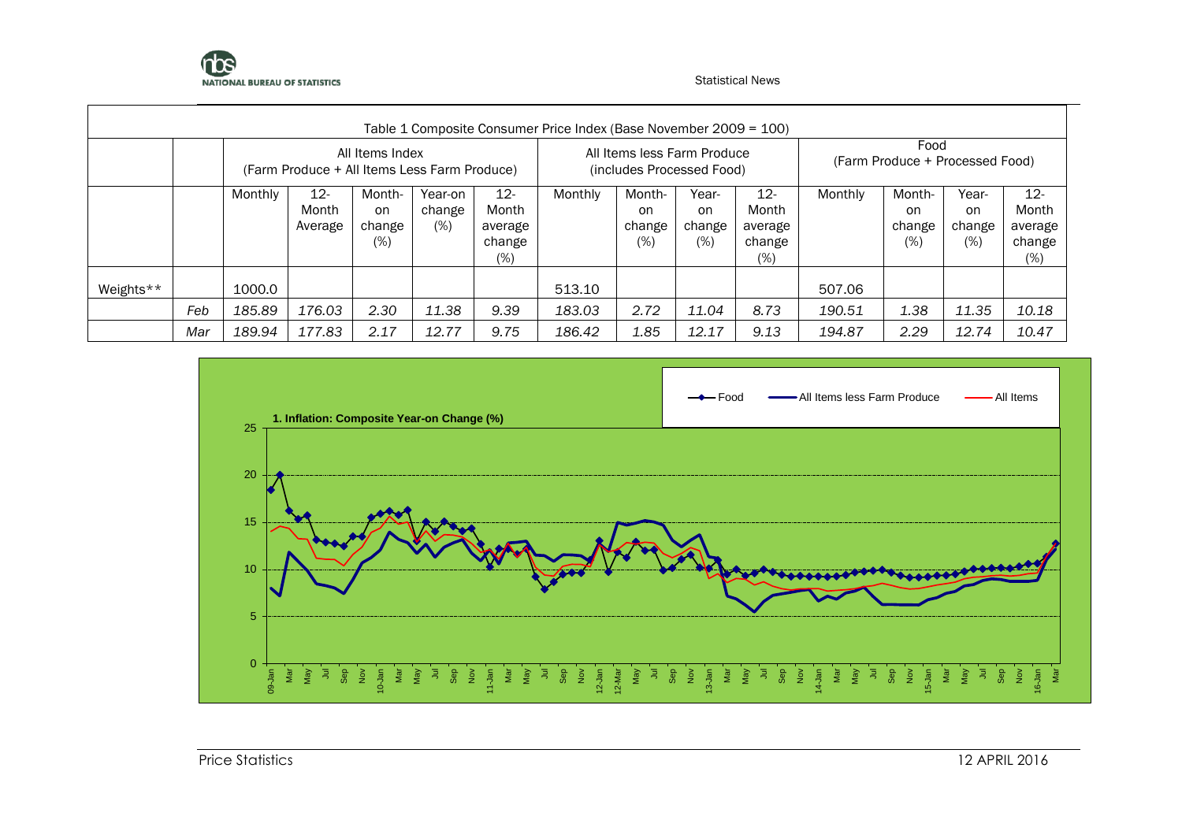| Table 1 Composite Consumer Price Index (Base November 2009 = 100) | | | | | | | | | | | | | | | |
|---|---|---|---|---|---|---|---|---|---|---|---|---|---|---|---|
| | | All Items Index (Farm Produce + All Items Less Farm Produce) | | | | | All Items less Farm Produce (includes Processed Food) | | | | Food (Farm Produce + Processed Food) | | | | |
| | | Monthly | 12-Month Average | Month-on change (%) | Year-on change (%) | 12-Month average change (%) | Monthly | Month-on change (%) | Year-on change (%) | 12-Month average change (%) | Monthly | Month-on change (%) | Year-on change (%) | 12-Month average change (%) |
| Weights** | | 1000.0 | | | | | 513.10 | | | | 507.06 | | | |
| | *Feb* | *185.89* | *176.03* | *2.30* | *11.38* | *9.39* | *183.03* | *2.72* | *11.04* | *8.73* | *190.51* | *1.38* | *11.35* | *10.18* |
| | *Mar* | *189.94* | *177.83* | *2.17* | *12.77* | *9.75* | *186.42* | *1.85* | *12.17* | *9.13* | *194.87* | *2.29* | *12.74* | *10.47* |

**1. Inflation: Composite Year-on Change (%)**

Legend: Food; All Items less Farm Produce; All Items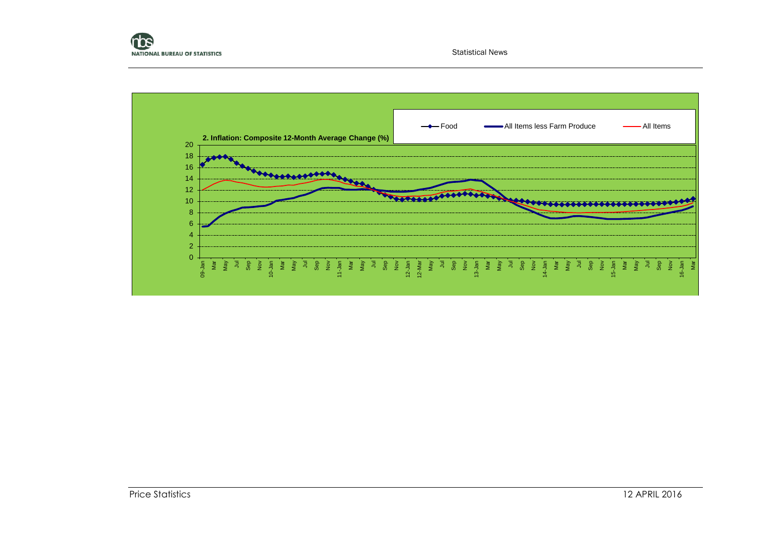**2. Inflation: Composite 12-Month Average Change (%)**

Legend: Food | All Items less Farm Produce | All Items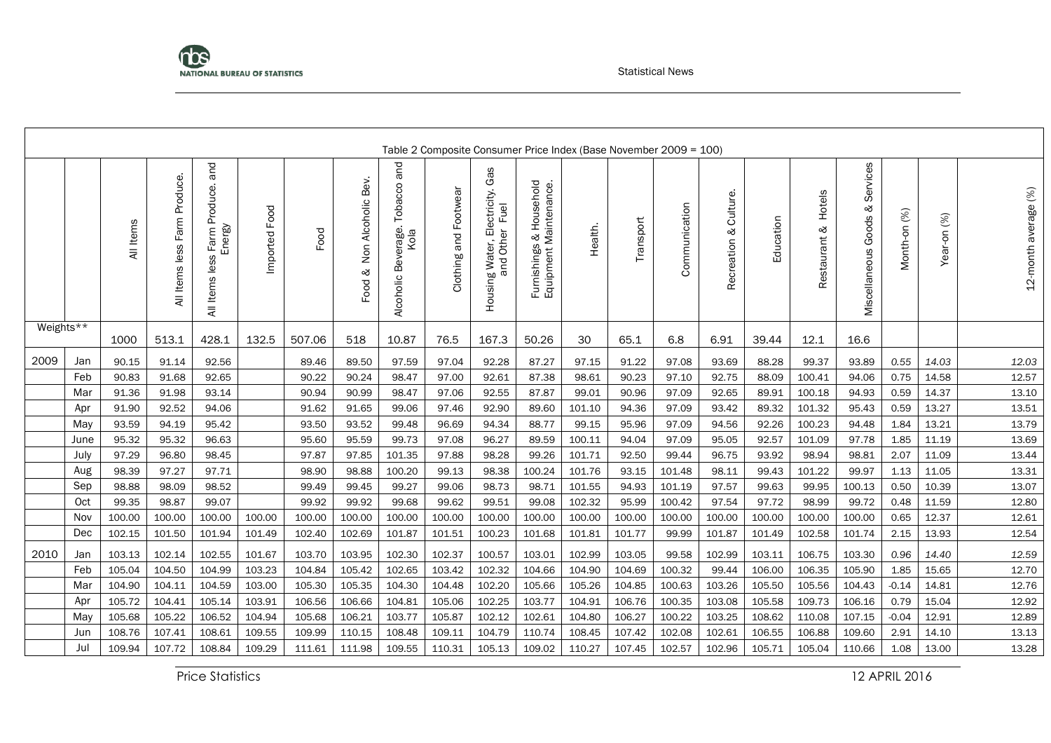Table 2 Composite Consumer Price Index (Base November 2009 = 100)

| | | All Items | All Items less Farm Produce. | All Items less Farm Produce. and Energy | Imported Food | Food | Food & Non Alcoholic Bev. | Alcoholic Beverage. Tobacco and Kola | Clothing and Footwear | Housing Water, Electricity. Gas and Other Fuel | Furnishings & Household Equipment Maintenance. | Health. | Transport | Communication | Recreation & Culture. | Education | Restaurant & Hotels | Miscellaneous Goods & Services | Month-on (%) | Year-on (%) | 12-month average (%) |
|---|---|---|---|---|---|---|---|---|---|---|---|---|---|---|---|---|---|---|---|---|---|
| Weights** | | 1000 | 513.1 | 428.1 | 132.5 | 507.06 | 518 | 10.87 | 76.5 | 167.3 | 50.26 | 30 | 65.1 | 6.8 | 6.91 | 39.44 | 12.1 | 16.6 | | | |
| 2009 | Jan | 90.15 | 91.14 | 92.56 | | 89.46 | 89.50 | 97.59 | 97.04 | 92.28 | 87.27 | 97.15 | 91.22 | 97.08 | 93.69 | 88.28 | 99.37 | 93.89 | *0.55* | *14.03* | *12.03* |
| | Feb | 90.83 | 91.68 | 92.65 | | 90.22 | 90.24 | 98.47 | 97.00 | 92.61 | 87.38 | 98.61 | 90.23 | 97.10 | 92.75 | 88.09 | 100.41 | 94.06 | 0.75 | 14.58 | 12.57 |
| | Mar | 91.36 | 91.98 | 93.14 | | 90.94 | 90.99 | 98.47 | 97.06 | 92.55 | 87.87 | 99.01 | 90.96 | 97.09 | 92.65 | 89.91 | 100.18 | 94.93 | 0.59 | 14.37 | 13.10 |
| | Apr | 91.90 | 92.52 | 94.06 | | 91.62 | 91.65 | 99.06 | 97.46 | 92.90 | 89.60 | 101.10 | 94.36 | 97.09 | 93.42 | 89.32 | 101.32 | 95.43 | 0.59 | 13.27 | 13.51 |
| | May | 93.59 | 94.19 | 95.42 | | 93.50 | 93.52 | 99.48 | 96.69 | 94.34 | 88.77 | 99.15 | 95.96 | 97.09 | 94.56 | 92.26 | 100.23 | 94.48 | 1.84 | 13.21 | 13.79 |
| | June | 95.32 | 95.32 | 96.63 | | 95.60 | 95.59 | 99.73 | 97.08 | 96.27 | 89.59 | 100.11 | 94.04 | 97.09 | 95.05 | 92.57 | 101.09 | 97.78 | 1.85 | 11.19 | 13.69 |
| | July | 97.29 | 96.80 | 98.45 | | 97.87 | 97.85 | 101.35 | 97.88 | 98.28 | 99.26 | 101.71 | 92.50 | 99.44 | 96.75 | 93.92 | 98.94 | 98.81 | 2.07 | 11.09 | 13.44 |
| | Aug | 98.39 | 97.27 | 97.71 | | 98.90 | 98.88 | 100.20 | 99.13 | 98.38 | 100.24 | 101.76 | 93.15 | 101.48 | 98.11 | 99.43 | 101.22 | 99.97 | 1.13 | 11.05 | 13.31 |
| | Sep | 98.88 | 98.09 | 98.52 | | 99.49 | 99.45 | 99.27 | 99.06 | 98.73 | 98.71 | 101.55 | 94.93 | 101.19 | 97.57 | 99.63 | 99.95 | 100.13 | 0.50 | 10.39 | 13.07 |
| | Oct | 99.35 | 98.87 | 99.07 | | 99.92 | 99.92 | 99.68 | 99.62 | 99.51 | 99.08 | 102.32 | 95.99 | 100.42 | 97.54 | 97.72 | 98.99 | 99.72 | 0.48 | 11.59 | 12.80 |
| | Nov | 100.00 | 100.00 | 100.00 | 100.00 | 100.00 | 100.00 | 100.00 | 100.00 | 100.00 | 100.00 | 100.00 | 100.00 | 100.00 | 100.00 | 100.00 | 100.00 | 100.00 | 0.65 | 12.37 | 12.61 |
| | Dec | 102.15 | 101.50 | 101.94 | 101.49 | 102.40 | 102.69 | 101.87 | 101.51 | 100.23 | 101.68 | 101.81 | 101.77 | 99.99 | 101.87 | 101.49 | 102.58 | 101.74 | 2.15 | 13.93 | 12.54 |
| 2010 | Jan | 103.13 | 102.14 | 102.55 | 101.67 | 103.70 | 103.95 | 102.30 | 102.37 | 100.57 | 103.01 | 102.99 | 103.05 | 99.58 | 102.99 | 103.11 | 106.75 | 103.30 | *0.96* | *14.40* | *12.59* |
| | Feb | 105.04 | 104.50 | 104.99 | 103.23 | 104.84 | 105.42 | 102.65 | 103.42 | 102.32 | 104.66 | 104.90 | 104.69 | 100.32 | 99.44 | 106.00 | 106.35 | 105.90 | 1.85 | 15.65 | 12.70 |
| | Mar | 104.90 | 104.11 | 104.59 | 103.00 | 105.30 | 105.35 | 104.30 | 104.48 | 102.20 | 105.66 | 105.26 | 104.85 | 100.63 | 103.26 | 105.50 | 105.56 | 104.43 | -0.14 | 14.81 | 12.76 |
| | Apr | 105.72 | 104.41 | 105.14 | 103.91 | 106.56 | 106.66 | 104.81 | 105.06 | 102.25 | 103.77 | 104.91 | 106.76 | 100.35 | 103.08 | 105.58 | 109.73 | 106.16 | 0.79 | 15.04 | 12.92 |
| | May | 105.68 | 105.22 | 106.52 | 104.94 | 105.68 | 106.21 | 103.77 | 105.87 | 102.12 | 102.61 | 104.80 | 106.27 | 100.22 | 103.25 | 108.62 | 110.08 | 107.15 | -0.04 | 12.91 | 12.89 |
| | Jun | 108.76 | 107.41 | 108.61 | 109.55 | 109.99 | 110.15 | 108.48 | 109.11 | 104.79 | 110.74 | 108.45 | 107.42 | 102.08 | 102.61 | 106.55 | 106.88 | 109.60 | 2.91 | 14.10 | 13.13 |
| | Jul | 109.94 | 107.72 | 108.84 | 109.29 | 111.61 | 111.98 | 109.55 | 110.31 | 105.13 | 109.02 | 110.27 | 107.45 | 102.57 | 102.96 | 105.71 | 105.04 | 110.66 | 1.08 | 13.00 | 13.28 |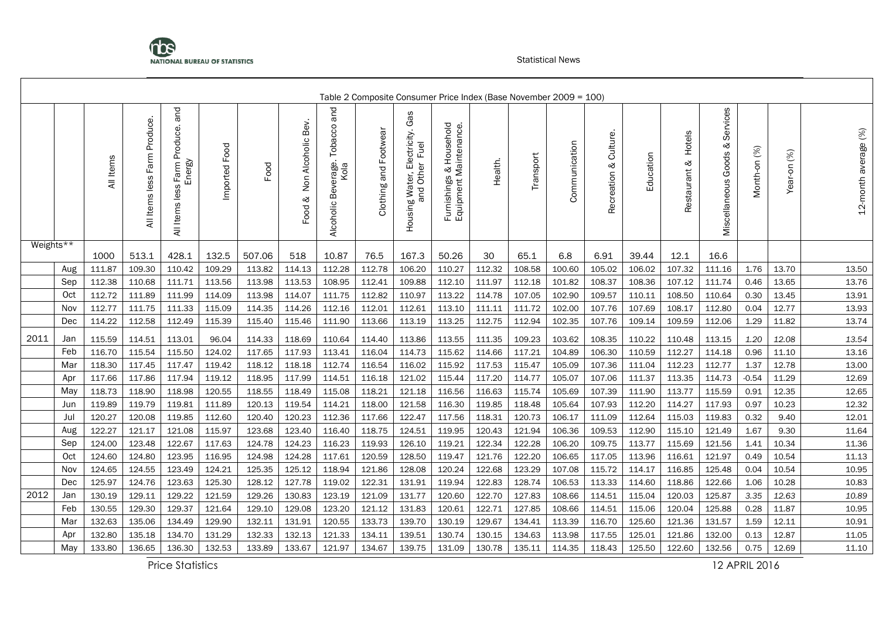Table 2 Composite Consumer Price Index (Base November 2009 = 100)

| | | All Items | All Items less Farm Produce. | All Items less Farm Produce. and Energy | Imported Food | Food | Food & Non Alcoholic Bev. | Alcoholic Beverage. Tobacco and Kola | Clothing and Footwear | Housing Water, Electricity. Gas and Other Fuel | Furnishings & Household Equipment Maintenance. | Health. | Transport | Communication | Recreation & Culture. | Education | Restaurant & Hotels | Miscellaneous Goods & Services | Month-on (%) | Year-on (%) | 12-month average (%) |
|---|---|---|---|---|---|---|---|---|---|---|---|---|---|---|---|---|---|---|---|---|---|
| Weights** | | 1000 | 513.1 | 428.1 | 132.5 | 507.06 | 518 | 10.87 | 76.5 | 167.3 | 50.26 | 30 | 65.1 | 6.8 | 6.91 | 39.44 | 12.1 | 16.6 | | | |
| | Aug | 111.87 | 109.30 | 110.42 | 109.29 | 113.82 | 114.13 | 112.28 | 112.78 | 106.20 | 110.27 | 112.32 | 108.58 | 100.60 | 105.02 | 106.02 | 107.32 | 111.16 | 1.76 | 13.70 | 13.50 |
| | Sep | 112.38 | 110.68 | 111.71 | 113.56 | 113.98 | 113.53 | 108.95 | 112.41 | 109.88 | 112.10 | 111.97 | 112.18 | 101.82 | 108.37 | 108.36 | 107.12 | 111.74 | 0.46 | 13.65 | 13.76 |
| | Oct | 112.72 | 111.89 | 111.99 | 114.09 | 113.98 | 114.07 | 111.75 | 112.82 | 110.97 | 113.22 | 114.78 | 107.05 | 102.90 | 109.57 | 110.11 | 108.50 | 110.64 | 0.30 | 13.45 | 13.91 |
| | Nov | 112.77 | 111.75 | 111.33 | 115.09 | 114.35 | 114.26 | 112.16 | 112.01 | 112.61 | 113.10 | 111.11 | 111.72 | 102.00 | 107.76 | 107.69 | 108.17 | 112.80 | 0.04 | 12.77 | 13.93 |
| | Dec | 114.22 | 112.58 | 112.49 | 115.39 | 115.40 | 115.46 | 111.90 | 113.66 | 113.19 | 113.25 | 112.75 | 112.94 | 102.35 | 107.76 | 109.14 | 109.59 | 112.06 | 1.29 | 11.82 | 13.74 |
| 2011 | Jan | 115.59 | 114.51 | 113.01 | 96.04 | 114.33 | 118.69 | 110.64 | 114.40 | 113.86 | 113.55 | 111.35 | 109.23 | 103.62 | 108.35 | 110.22 | 110.48 | 113.15 | *1.20* | *12.08* | *13.54* |
| | Feb | 116.70 | 115.54 | 115.50 | 124.02 | 117.65 | 117.93 | 113.41 | 116.04 | 114.73 | 115.62 | 114.66 | 117.21 | 104.89 | 106.30 | 110.59 | 112.27 | 114.18 | 0.96 | 11.10 | 13.16 |
| | Mar | 118.30 | 117.45 | 117.47 | 119.42 | 118.12 | 118.18 | 112.74 | 116.54 | 116.02 | 115.92 | 117.53 | 115.47 | 105.09 | 107.36 | 111.04 | 112.23 | 112.77 | 1.37 | 12.78 | 13.00 |
| | Apr | 117.66 | 117.86 | 117.94 | 119.12 | 118.95 | 117.99 | 114.51 | 116.18 | 121.02 | 115.44 | 117.20 | 114.77 | 105.07 | 107.06 | 111.37 | 113.35 | 114.73 | -0.54 | 11.29 | 12.69 |
| | May | 118.73 | 118.90 | 118.98 | 120.55 | 118.55 | 118.49 | 115.08 | 118.21 | 121.18 | 116.56 | 116.63 | 115.74 | 105.69 | 107.39 | 111.90 | 113.77 | 115.59 | 0.91 | 12.35 | 12.65 |
| | Jun | 119.89 | 119.79 | 119.81 | 111.89 | 120.13 | 119.54 | 114.21 | 118.00 | 121.58 | 116.30 | 119.85 | 118.48 | 105.64 | 107.93 | 112.20 | 114.27 | 117.93 | 0.97 | 10.23 | 12.32 |
| | Jul | 120.27 | 120.08 | 119.85 | 112.60 | 120.40 | 120.23 | 112.36 | 117.66 | 122.47 | 117.56 | 118.31 | 120.73 | 106.17 | 111.09 | 112.64 | 115.03 | 119.83 | 0.32 | 9.40 | 12.01 |
| | Aug | 122.27 | 121.17 | 121.08 | 115.97 | 123.68 | 123.40 | 116.40 | 118.75 | 124.51 | 119.95 | 120.43 | 121.94 | 106.36 | 109.53 | 112.90 | 115.10 | 121.49 | 1.67 | 9.30 | 11.64 |
| | Sep | 124.00 | 123.48 | 122.67 | 117.63 | 124.78 | 124.23 | 116.23 | 119.93 | 126.10 | 119.21 | 122.34 | 122.28 | 106.20 | 109.75 | 113.77 | 115.69 | 121.56 | 1.41 | 10.34 | 11.36 |
| | Oct | 124.60 | 124.80 | 123.95 | 116.95 | 124.98 | 124.28 | 117.61 | 120.59 | 128.50 | 119.47 | 121.76 | 122.20 | 106.65 | 117.05 | 113.96 | 116.61 | 121.97 | 0.49 | 10.54 | 11.13 |
| | Nov | 124.65 | 124.55 | 123.49 | 124.21 | 125.35 | 125.12 | 118.94 | 121.86 | 128.08 | 120.24 | 122.68 | 123.29 | 107.08 | 115.72 | 114.17 | 116.85 | 125.48 | 0.04 | 10.54 | 10.95 |
| | Dec | 125.97 | 124.76 | 123.63 | 125.30 | 128.12 | 127.78 | 119.02 | 122.31 | 131.91 | 119.94 | 122.83 | 128.74 | 106.53 | 113.33 | 114.60 | 118.86 | 122.66 | 1.06 | 10.28 | 10.83 |
| 2012 | Jan | 130.19 | 129.11 | 129.22 | 121.59 | 129.26 | 130.83 | 123.19 | 121.09 | 131.77 | 120.60 | 122.70 | 127.83 | 108.66 | 114.51 | 115.04 | 120.03 | 125.87 | *3.35* | *12.63* | *10.89* |
| | Feb | 130.55 | 129.30 | 129.37 | 121.64 | 129.10 | 129.08 | 123.20 | 121.12 | 131.83 | 120.61 | 122.71 | 127.85 | 108.66 | 114.51 | 115.06 | 120.04 | 125.88 | 0.28 | 11.87 | 10.95 |
| | Mar | 132.63 | 135.06 | 134.49 | 129.90 | 132.11 | 131.91 | 120.55 | 133.73 | 139.70 | 130.19 | 129.67 | 134.41 | 113.39 | 116.70 | 125.60 | 121.36 | 131.57 | 1.59 | 12.11 | 10.91 |
| | Apr | 132.80 | 135.18 | 134.70 | 131.29 | 132.33 | 132.13 | 121.33 | 134.11 | 139.51 | 130.74 | 130.15 | 134.63 | 113.98 | 117.55 | 125.01 | 121.86 | 132.00 | 0.13 | 12.87 | 11.05 |
| | May | 133.80 | 136.65 | 136.30 | 132.53 | 133.89 | 133.67 | 121.97 | 134.67 | 139.75 | 131.09 | 130.78 | 135.11 | 114.35 | 118.43 | 125.50 | 122.60 | 132.56 | 0.75 | 12.69 | 11.10 |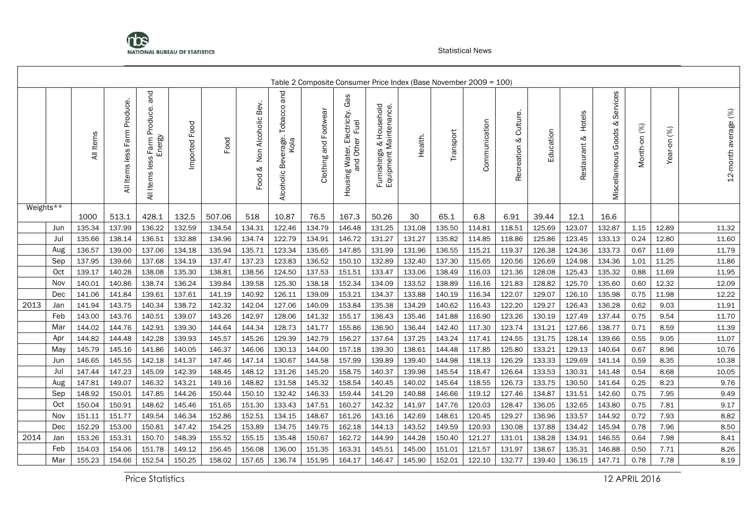Table 2 Composite Consumer Price Index (Base November 2009 = 100)

| | | All Items | All Items less Farm Produce. | All Items less Farm Produce. and Energy | Imported Food | Food | Food & Non Alcoholic Bev. | Alcoholic Beverage. Tobacco and Kola | Clothing and Footwear | Housing Water, Electricity. Gas and Other Fuel | Furnishings & Household Equipment Maintenance. | Health. | Transport | Communication | Recreation & Culture. | Education | Restaurant & Hotels | Miscellaneous Goods & Services | Month-on (%) | Year-on (%) | 12-month average (%) |
|---|---|---|---|---|---|---|---|---|---|---|---|---|---|---|---|---|---|---|---|---|---|
| Weights** | | 1000 | 513.1 | 428.1 | 132.5 | 507.06 | 518 | 10.87 | 76.5 | 167.3 | 50.26 | 30 | 65.1 | 6.8 | 6.91 | 39.44 | 12.1 | 16.6 | | | |
| | Jun | 135.34 | 137.99 | 136.22 | 132.59 | 134.54 | 134.31 | 122.46 | 134.79 | 146.48 | 131.25 | 131.08 | 135.50 | 114.81 | 118.51 | 125.69 | 123.07 | 132.87 | 1.15 | 12.89 | 11.32 |
| | Jul | 135.66 | 138.14 | 136.51 | 132.88 | 134.96 | 134.74 | 122.79 | 134.91 | 146.72 | 131.27 | 131.27 | 135.82 | 114.85 | 118.86 | 125.86 | 123.45 | 133.13 | 0.24 | 12.80 | 11.60 |
| | Aug | 136.57 | 139.00 | 137.06 | 134.18 | 135.94 | 135.71 | 123.34 | 135.65 | 147.85 | 131.99 | 131.96 | 136.55 | 115.21 | 119.37 | 126.38 | 124.36 | 133.73 | 0.67 | 11.69 | 11.79 |
| | Sep | 137.95 | 139.66 | 137.68 | 134.19 | 137.47 | 137.23 | 123.83 | 136.52 | 150.10 | 132.89 | 132.40 | 137.30 | 115.65 | 120.56 | 126.69 | 124.98 | 134.36 | 1.01 | 11.25 | 11.86 |
| | Oct | 139.17 | 140.28 | 138.08 | 135.30 | 138.81 | 138.56 | 124.50 | 137.53 | 151.51 | 133.47 | 133.06 | 138.49 | 116.03 | 121.36 | 128.08 | 125.43 | 135.32 | 0.88 | 11.69 | 11.95 |
| | Nov | 140.01 | 140.86 | 138.74 | 136.24 | 139.84 | 139.58 | 125.30 | 138.18 | 152.34 | 134.09 | 133.52 | 138.89 | 116.16 | 121.83 | 128.82 | 125.70 | 135.60 | 0.60 | 12.32 | 12.09 |
| | Dec | 141.06 | 141.84 | 139.61 | 137.61 | 141.19 | 140.92 | 126.11 | 139.09 | 153.21 | 134.37 | 133.88 | 140.19 | 116.34 | 122.07 | 129.07 | 126.10 | 135.98 | 0.75 | 11.98 | 12.22 |
| 2013 | Jan | 141.94 | 143.75 | 140.34 | 138.72 | 142.32 | 142.04 | 127.06 | 140.09 | 153.84 | 135.38 | 134.29 | 140.62 | 116.43 | 122.20 | 129.27 | 126.43 | 136.28 | 0.62 | 9.03 | 11.91 |
| | Feb | 143.00 | 143.76 | 140.51 | 139.07 | 143.26 | 142.97 | 128.06 | 141.32 | 155.17 | 136.43 | 135.46 | 141.88 | 116.90 | 123.26 | 130.19 | 127.49 | 137.44 | 0.75 | 9.54 | 11.70 |
| | Mar | 144.02 | 144.76 | 142.91 | 139.30 | 144.64 | 144.34 | 128.73 | 141.77 | 155.86 | 136.90 | 136.44 | 142.40 | 117.30 | 123.74 | 131.21 | 127.66 | 138.77 | 0.71 | 8.59 | 11.39 |
| | Apr | 144.82 | 144.48 | 142.28 | 139.93 | 145.57 | 145.26 | 129.39 | 142.79 | 156.27 | 137.64 | 137.25 | 143.24 | 117.41 | 124.55 | 131.75 | 128.14 | 139.66 | 0.55 | 9.05 | 11.07 |
| | May | 145.79 | 145.16 | 141.86 | 140.05 | 146.37 | 146.06 | 130.13 | 144.00 | 157.18 | 139.30 | 138.61 | 144.48 | 117.85 | 125.80 | 133.21 | 129.13 | 140.64 | 0.67 | 8.96 | 10.76 |
| | Jun | 146.65 | 145.55 | 142.18 | 141.37 | 147.46 | 147.14 | 130.67 | 144.58 | 157.99 | 139.89 | 139.40 | 144.98 | 118.13 | 126.29 | 133.33 | 129.69 | 141.14 | 0.59 | 8.35 | 10.38 |
| | Jul | 147.44 | 147.23 | 145.09 | 142.39 | 148.45 | 148.12 | 131.26 | 145.20 | 158.75 | 140.37 | 139.98 | 145.54 | 118.47 | 126.64 | 133.53 | 130.31 | 141.48 | 0.54 | 8.68 | 10.05 |
| | Aug | 147.81 | 149.07 | 146.32 | 143.21 | 149.16 | 148.82 | 131.58 | 145.32 | 158.54 | 140.45 | 140.02 | 145.64 | 118.55 | 126.73 | 133.75 | 130.50 | 141.64 | 0.25 | 8.23 | 9.76 |
| | Sep | 148.92 | 150.01 | 147.85 | 144.26 | 150.44 | 150.10 | 132.42 | 146.33 | 159.44 | 141.29 | 140.88 | 146.66 | 119.12 | 127.46 | 134.87 | 131.51 | 142.60 | 0.75 | 7.95 | 9.49 |
| | Oct | 150.04 | 150.91 | 148.62 | 145.46 | 151.65 | 151.30 | 133.43 | 147.51 | 160.27 | 142.32 | 141.97 | 147.76 | 120.03 | 128.47 | 136.05 | 132.65 | 143.80 | 0.75 | 7.81 | 9.17 |
| | Nov | 151.11 | 151.77 | 149.54 | 146.34 | 152.86 | 152.51 | 134.15 | 148.67 | 161.26 | 143.16 | 142.69 | 148.61 | 120.45 | 129.27 | 136.96 | 133.57 | 144.92 | 0.72 | 7.93 | 8.82 |
| | Dec | 152.29 | 153.00 | 150.81 | 147.42 | 154.25 | 153.89 | 134.75 | 149.75 | 162.18 | 144.13 | 143.52 | 149.59 | 120.93 | 130.08 | 137.88 | 134.42 | 145.94 | 0.78 | 7.96 | 8.50 |
| 2014 | Jan | 153.26 | 153.31 | 150.70 | 148.39 | 155.52 | 155.15 | 135.48 | 150.67 | 162.72 | 144.99 | 144.28 | 150.40 | 121.27 | 131.01 | 138.28 | 134.91 | 146.55 | 0.64 | 7.98 | 8.41 |
| | Feb | 154.03 | 154.06 | 151.78 | 149.12 | 156.45 | 156.08 | 136.00 | 151.35 | 163.31 | 145.51 | 145.00 | 151.01 | 121.57 | 131.97 | 138.67 | 135.31 | 146.88 | 0.50 | 7.71 | 8.26 |
| | Mar | 155.23 | 154.66 | 152.54 | 150.25 | 158.02 | 157.65 | 136.74 | 151.95 | 164.17 | 146.47 | 145.90 | 152.01 | 122.10 | 132.77 | 139.40 | 136.15 | 147.71 | 0.78 | 7.78 | 8.19 |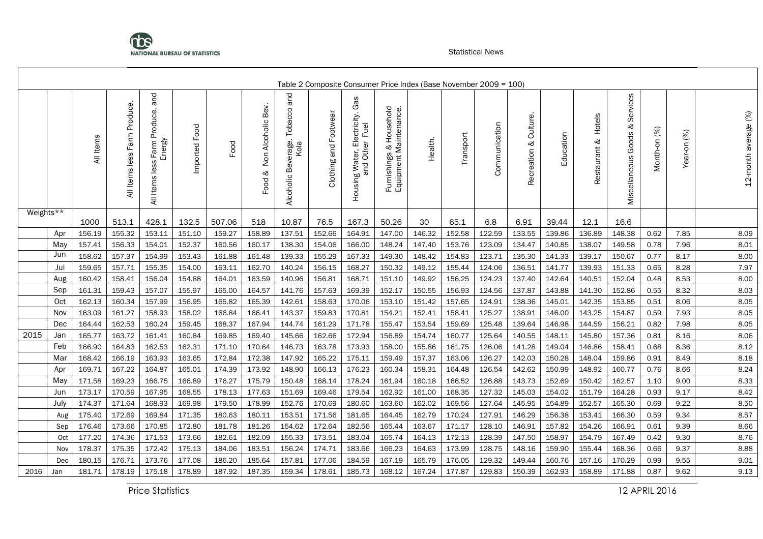Table 2 Composite Consumer Price Index (Base November 2009 = 100)

| | | All Items | All Items less Farm Produce. | All Items less Farm Produce. and Energy | Imported Food | Food | Food & Non Alcoholic Bev. | Alcoholic Beverage. Tobacco and Kola | Clothing and Footwear | Housing Water, Electricity. Gas and Other Fuel | Furnishings & Household Equipment Maintenance. | Health. | Transport | Communication | Recreation & Culture. | Education | Restaurant & Hotels | Miscellaneous Goods & Services | Month-on (%) | Year-on (%) | 12-month average (%) |
|---|---|---|---|---|---|---|---|---|---|---|---|---|---|---|---|---|---|---|---|---|---|
| Weights** | | 1000 | 513.1 | 428.1 | 132.5 | 507.06 | 518 | 10.87 | 76.5 | 167.3 | 50.26 | 30 | 65.1 | 6.8 | 6.91 | 39.44 | 12.1 | 16.6 | | | |
| | Apr | 156.19 | 155.32 | 153.11 | 151.10 | 159.27 | 158.89 | 137.51 | 152.66 | 164.91 | 147.00 | 146.32 | 152.58 | 122.59 | 133.55 | 139.86 | 136.89 | 148.38 | 0.62 | 7.85 | 8.09 |
| | May | 157.41 | 156.33 | 154.01 | 152.37 | 160.56 | 160.17 | 138.30 | 154.06 | 166.00 | 148.24 | 147.40 | 153.76 | 123.09 | 134.47 | 140.85 | 138.07 | 149.58 | 0.78 | 7.96 | 8.01 |
| | Jun | 158.62 | 157.37 | 154.99 | 153.43 | 161.88 | 161.48 | 139.33 | 155.29 | 167.33 | 149.30 | 148.42 | 154.83 | 123.71 | 135.30 | 141.33 | 139.17 | 150.67 | 0.77 | 8.17 | 8.00 |
| | Jul | 159.65 | 157.71 | 155.35 | 154.00 | 163.11 | 162.70 | 140.24 | 156.15 | 168.27 | 150.32 | 149.12 | 155.44 | 124.06 | 136.51 | 141.77 | 139.93 | 151.33 | 0.65 | 8.28 | 7.97 |
| | Aug | 160.42 | 158.41 | 156.04 | 154.88 | 164.01 | 163.59 | 140.96 | 156.81 | 168.71 | 151.10 | 149.92 | 156.25 | 124.23 | 137.40 | 142.64 | 140.51 | 152.04 | 0.48 | 8.53 | 8.00 |
| | Sep | 161.31 | 159.43 | 157.07 | 155.97 | 165.00 | 164.57 | 141.76 | 157.63 | 169.39 | 152.17 | 150.55 | 156.93 | 124.56 | 137.87 | 143.88 | 141.30 | 152.86 | 0.55 | 8.32 | 8.03 |
| | Oct | 162.13 | 160.34 | 157.99 | 156.95 | 165.82 | 165.39 | 142.61 | 158.63 | 170.06 | 153.10 | 151.42 | 157.65 | 124.91 | 138.36 | 145.01 | 142.35 | 153.85 | 0.51 | 8.06 | 8.05 |
| | Nov | 163.09 | 161.27 | 158.93 | 158.02 | 166.84 | 166.41 | 143.37 | 159.83 | 170.81 | 154.21 | 152.41 | 158.41 | 125.27 | 138.91 | 146.00 | 143.25 | 154.87 | 0.59 | 7.93 | 8.05 |
| | Dec | 164.44 | 162.53 | 160.24 | 159.45 | 168.37 | 167.94 | 144.74 | 161.29 | 171.78 | 155.47 | 153.54 | 159.69 | 125.48 | 139.64 | 146.98 | 144.59 | 156.21 | 0.82 | 7.98 | 8.05 |
| 2015 | Jan | 165.77 | 163.72 | 161.41 | 160.84 | 169.85 | 169.40 | 145.66 | 162.66 | 172.94 | 156.89 | 154.74 | 160.77 | 125.64 | 140.55 | 148.11 | 145.80 | 157.36 | 0.81 | 8.16 | 8.06 |
| | Feb | 166.90 | 164.83 | 162.53 | 162.31 | 171.10 | 170.64 | 146.73 | 163.78 | 173.93 | 158.00 | 155.86 | 161.75 | 126.06 | 141.28 | 149.04 | 146.86 | 158.41 | 0.68 | 8.36 | 8.12 |
| | Mar | 168.42 | 166.19 | 163.93 | 163.65 | 172.84 | 172.38 | 147.92 | 165.22 | 175.11 | 159.49 | 157.37 | 163.06 | 126.27 | 142.03 | 150.28 | 148.04 | 159.86 | 0.91 | 8.49 | 8.18 |
| | Apr | 169.71 | 167.22 | 164.87 | 165.01 | 174.39 | 173.92 | 148.90 | 166.13 | 176.23 | 160.34 | 158.31 | 164.48 | 126.54 | 142.62 | 150.99 | 148.92 | 160.77 | 0.76 | 8.66 | 8.24 |
| | May | 171.58 | 169.23 | 166.75 | 166.89 | 176.27 | 175.79 | 150.48 | 168.14 | 178.24 | 161.94 | 160.18 | 166.52 | 126.88 | 143.73 | 152.69 | 150.42 | 162.57 | 1.10 | 9.00 | 8.33 |
| | Jun | 173.17 | 170.59 | 167.95 | 168.55 | 178.13 | 177.63 | 151.69 | 169.46 | 179.54 | 162.92 | 161.00 | 168.35 | 127.32 | 145.03 | 154.02 | 151.79 | 164.28 | 0.93 | 9.17 | 8.42 |
| | July | 174.37 | 171.64 | 168.93 | 169.98 | 179.50 | 178.99 | 152.76 | 170.69 | 180.60 | 163.60 | 162.02 | 169.56 | 127.64 | 145.95 | 154.89 | 152.57 | 165.30 | 0.69 | 9.22 | 8.50 |
| | Aug | 175.40 | 172.69 | 169.84 | 171.35 | 180.63 | 180.11 | 153.51 | 171.56 | 181.65 | 164.45 | 162.79 | 170.24 | 127.91 | 146.29 | 156.38 | 153.41 | 166.30 | 0.59 | 9.34 | 8.57 |
| | Sep | 176.46 | 173.66 | 170.85 | 172.80 | 181.78 | 181.26 | 154.62 | 172.64 | 182.56 | 165.44 | 163.67 | 171.17 | 128.10 | 146.91 | 157.82 | 154.26 | 166.91 | 0.61 | 9.39 | 8.66 |
| | Oct | 177.20 | 174.36 | 171.53 | 173.66 | 182.61 | 182.09 | 155.33 | 173.51 | 183.04 | 165.74 | 164.13 | 172.13 | 128.39 | 147.50 | 158.97 | 154.79 | 167.49 | 0.42 | 9.30 | 8.76 |
| | Nov | 178.37 | 175.35 | 172.42 | 175.13 | 184.06 | 183.51 | 156.24 | 174.71 | 183.66 | 166.23 | 164.63 | 173.99 | 128.75 | 148.16 | 159.90 | 155.44 | 168.36 | 0.66 | 9.37 | 8.88 |
| | Dec | 180.15 | 176.71 | 173.76 | 177.08 | 186.20 | 185.64 | 157.81 | 177.06 | 184.59 | 167.19 | 165.79 | 176.05 | 129.32 | 149.44 | 160.76 | 157.16 | 170.29 | 0.99 | 9.55 | 9.01 |
| 2016 | Jan | 181.71 | 178.19 | 175.18 | 178.89 | 187.92 | 187.35 | 159.34 | 178.61 | 185.73 | 168.12 | 167.24 | 177.87 | 129.83 | 150.39 | 162.93 | 158.89 | 171.88 | 0.87 | 9.62 | 9.13 |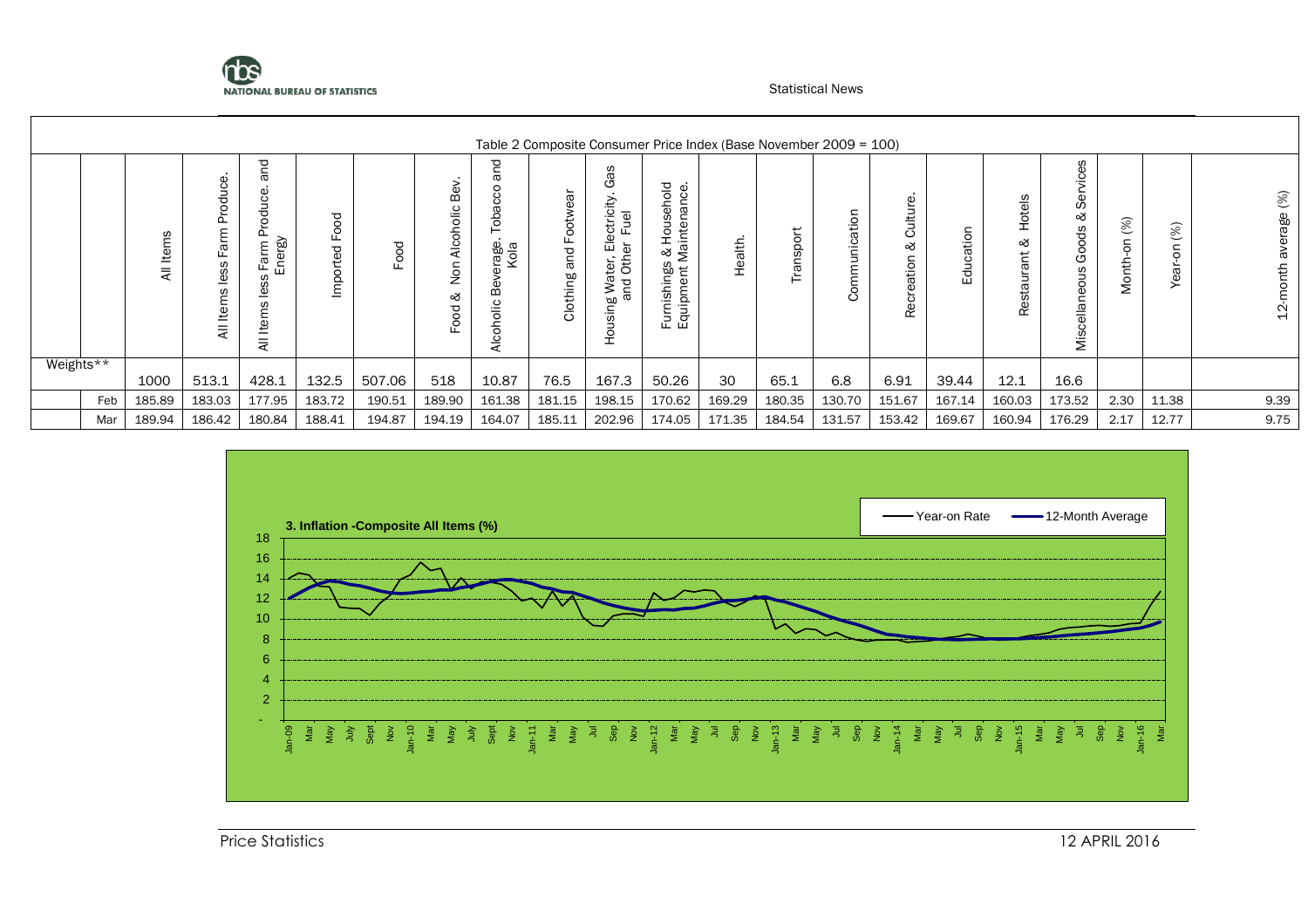Table 2 Composite Consumer Price Index (Base November 2009 = 100)

| | | All Items | All Items less Farm Produce. | All Items less Farm Produce. and Energy | Imported Food | Food | Food & Non Alcoholic Bev. | Alcoholic Beverage. Tobacco and Kola | Clothing and Footwear | Housing Water, Electricity. Gas and Other Fuel | Furnishings & Household Equipment Maintenance. | Health. | Transport | Communication | Recreation & Culture. | Education | Restaurant & Hotels | Miscellaneous Goods & Services | Month-on (%) | Year-on (%) | 12-month average (%) |
|---|---|---|---|---|---|---|---|---|---|---|---|---|---|---|---|---|---|---|---|---|---|
| Weights** | | 1000 | 513.1 | 428.1 | 132.5 | 507.06 | 518 | 10.87 | 76.5 | 167.3 | 50.26 | 30 | 65.1 | 6.8 | 6.91 | 39.44 | 12.1 | 16.6 | | | |
| | Feb | 185.89 | 183.03 | 177.95 | 183.72 | 190.51 | 189.90 | 161.38 | 181.15 | 198.15 | 170.62 | 169.29 | 180.35 | 130.70 | 151.67 | 167.14 | 160.03 | 173.52 | 2.30 | 11.38 | 9.39 |
| | Mar | 189.94 | 186.42 | 180.84 | 188.41 | 194.87 | 194.19 | 164.07 | 185.11 | 202.96 | 174.05 | 171.35 | 184.54 | 131.57 | 153.42 | 169.67 | 160.94 | 176.29 | 2.17 | 12.77 | 9.75 |

**3. Inflation -Composite All Items (%)**

Legend: Year-on Rate; 12-Month Average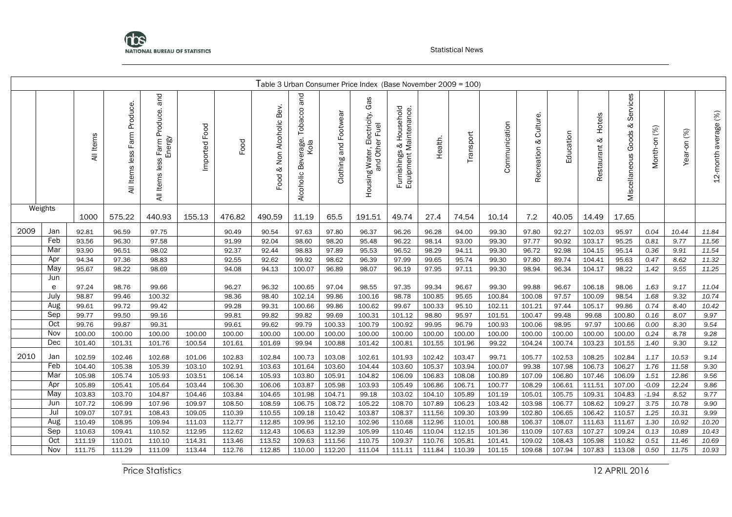Table 3 Urban Consumer Price Index (Base November 2009 = 100)

| | | All Items | All Items less Farm Produce. | All Items less Farm Produce. and Energy | Imported Food | Food | Food & Non Alcoholic Bev. | Alcoholic Beverage. Tobacco and Kola | Clothing and Footwear | Housing Water, Electricity. Gas and Other Fuel | Furnishings & Household Equipment Maintenance. | Health. | Transport | Communication | Recreation & Culture. | Education | Restaurant & Hotels | Miscellaneous Goods & Services | Month-on (%) | Year-on (%) | 12-month average (%) |
|---|---|---|---|---|---|---|---|---|---|---|---|---|---|---|---|---|---|---|---|---|---|
| Weights | | 1000 | 575.22 | 440.93 | 155.13 | 476.82 | 490.59 | 11.19 | 65.5 | 191.51 | 49.74 | 27.4 | 74.54 | 10.14 | 7.2 | 40.05 | 14.49 | 17.65 | | | |
| 2009 | Jan | 92.81 | 96.59 | 97.75 | | 90.49 | 90.54 | 97.63 | 97.80 | 96.37 | 96.26 | 96.28 | 94.00 | 99.30 | 97.80 | 92.27 | 102.03 | 95.97 | *0.04* | *10.44* | *11.84* |
| | Feb | 93.56 | 96.30 | 97.58 | | 91.99 | 92.04 | 98.60 | 98.20 | 95.48 | 96.22 | 98.14 | 93.00 | 99.30 | 97.77 | 90.92 | 103.17 | 95.25 | *0.81* | *9.77* | *11.56* |
| | Mar | 93.90 | 96.51 | 98.02 | | 92.37 | 92.44 | 98.83 | 97.89 | 95.53 | 96.52 | 98.29 | 94.11 | 99.30 | 96.72 | 92.98 | 104.15 | 95.14 | *0.36* | *9.91* | *11.54* |
| | Apr | 94.34 | 97.36 | 98.83 | | 92.55 | 92.62 | 99.92 | 98.62 | 96.39 | 97.99 | 99.65 | 95.74 | 99.30 | 97.80 | 89.74 | 104.41 | 95.63 | *0.47* | *8.62* | *11.32* |
| | May | 95.67 | 98.22 | 98.69 | | 94.08 | 94.13 | 100.07 | 96.89 | 98.07 | 96.19 | 97.95 | 97.11 | 99.30 | 98.94 | 96.34 | 104.17 | 98.22 | *1.42* | *9.55* | *11.25* |
| | June | 97.24 | 98.76 | 99.66 | | 96.27 | 96.32 | 100.65 | 97.04 | 98.55 | 97.35 | 99.34 | 96.67 | 99.30 | 99.88 | 96.67 | 106.18 | 98.06 | *1.63* | *9.17* | *11.04* |
| | July | 98.87 | 99.46 | 100.32 | | 98.36 | 98.40 | 102.14 | 99.86 | 100.16 | 98.78 | 100.85 | 95.65 | 100.84 | 100.08 | 97.57 | 100.09 | 98.54 | *1.68* | *9.32* | *10.74* |
| | Aug | 99.61 | 99.72 | 99.42 | | 99.28 | 99.31 | 100.66 | 99.86 | 100.62 | 99.67 | 100.33 | 95.10 | 102.11 | 101.21 | 97.44 | 105.17 | 99.86 | *0.74* | *8.40* | *10.42* |
| | Sep | 99.77 | 99.50 | 99.16 | | 99.81 | 99.82 | 99.82 | 99.69 | 100.31 | 101.12 | 98.80 | 95.97 | 101.51 | 100.47 | 99.48 | 99.68 | 100.80 | *0.16* | *8.07* | *9.97* |
| | Oct | 99.76 | 99.87 | 99.31 | | 99.61 | 99.62 | 99.79 | 100.33 | 100.79 | 100.92 | 99.95 | 96.79 | 100.93 | 100.06 | 98.95 | 97.97 | 100.66 | *0.00* | *8.30* | *9.54* |
| | Nov | 100.00 | 100.00 | 100.00 | 100.00 | 100.00 | 100.00 | 100.00 | 100.00 | 100.00 | 100.00 | 100.00 | 100.00 | 100.00 | 100.00 | 100.00 | 100.00 | 100.00 | *0.24* | *8.78* | *9.28* |
| | Dec | 101.40 | 101.31 | 101.76 | 100.54 | 101.61 | 101.69 | 99.94 | 100.88 | 101.42 | 100.81 | 101.55 | 101.96 | 99.22 | 104.24 | 100.74 | 103.23 | 101.55 | *1.40* | *9.30* | *9.12* |
| 2010 | Jan | 102.59 | 102.46 | 102.68 | 101.06 | 102.83 | 102.84 | 100.73 | 103.08 | 102.61 | 101.93 | 102.42 | 103.47 | 99.71 | 105.77 | 102.53 | 108.25 | 102.84 | *1.17* | *10.53* | *9.14* |
| | Feb | 104.40 | 105.38 | 105.39 | 103.10 | 102.91 | 103.63 | 101.64 | 103.60 | 104.44 | 103.60 | 105.37 | 103.94 | 100.07 | 99.38 | 107.98 | 106.73 | 106.27 | *1.76* | *11.58* | *9.30* |
| | Mar | 105.98 | 105.74 | 105.93 | 103.51 | 106.14 | 105.93 | 103.80 | 105.91 | 104.82 | 106.09 | 106.83 | 108.08 | 100.89 | 107.09 | 106.80 | 107.46 | 106.09 | *1.51* | *12.86* | *9.56* |
| | Apr | 105.89 | 105.41 | 105.64 | 103.44 | 106.30 | 106.06 | 103.87 | 105.98 | 103.93 | 105.49 | 106.86 | 106.71 | 100.77 | 108.29 | 106.61 | 111.51 | 107.00 | *-0.09* | *12.24* | *9.86* |
| | May | 103.83 | 103.70 | 104.87 | 104.46 | 103.84 | 104.65 | 101.98 | 104.71 | 99.18 | 103.02 | 104.10 | 105.89 | 101.19 | 105.01 | 105.75 | 109.31 | 104.83 | *-1.94* | *8.52* | *9.77* |
| | Jun | 107.72 | 106.99 | 107.96 | 109.97 | 108.50 | 108.59 | 106.75 | 108.72 | 105.22 | 108.70 | 107.89 | 106.23 | 103.42 | 103.98 | 106.77 | 108.62 | 109.27 | *3.75* | *10.78* | *9.90* |
| | Jul | 109.07 | 107.91 | 108.43 | 109.05 | 110.39 | 110.55 | 109.18 | 110.42 | 103.87 | 108.37 | 111.56 | 109.30 | 103.99 | 102.80 | 106.65 | 106.42 | 110.57 | *1.25* | *10.31* | *9.99* |
| | Aug | 110.49 | 108.95 | 109.94 | 111.03 | 112.77 | 112.85 | 109.96 | 112.10 | 102.96 | 110.68 | 112.96 | 110.01 | 100.88 | 106.37 | 108.07 | 111.63 | 111.67 | *1.30* | *10.92* | *10.20* |
| | Sep | 110.63 | 109.41 | 110.52 | 112.95 | 112.62 | 112.43 | 106.63 | 112.39 | 105.99 | 110.46 | 110.04 | 112.15 | 101.36 | 110.09 | 107.63 | 107.27 | 109.24 | *0.13* | *10.89* | *10.43* |
| | Oct | 111.19 | 110.01 | 110.10 | 114.31 | 113.46 | 113.52 | 109.63 | 111.56 | 110.75 | 109.37 | 110.76 | 105.81 | 101.41 | 109.02 | 108.43 | 105.98 | 110.82 | *0.51* | *11.46* | *10.69* |
| | Nov | 111.75 | 111.29 | 111.09 | 113.44 | 112.76 | 112.85 | 110.00 | 112.20 | 111.04 | 111.11 | 111.84 | 110.39 | 101.15 | 109.68 | 107.94 | 107.83 | 113.08 | *0.50* | *11.75* | *10.93* |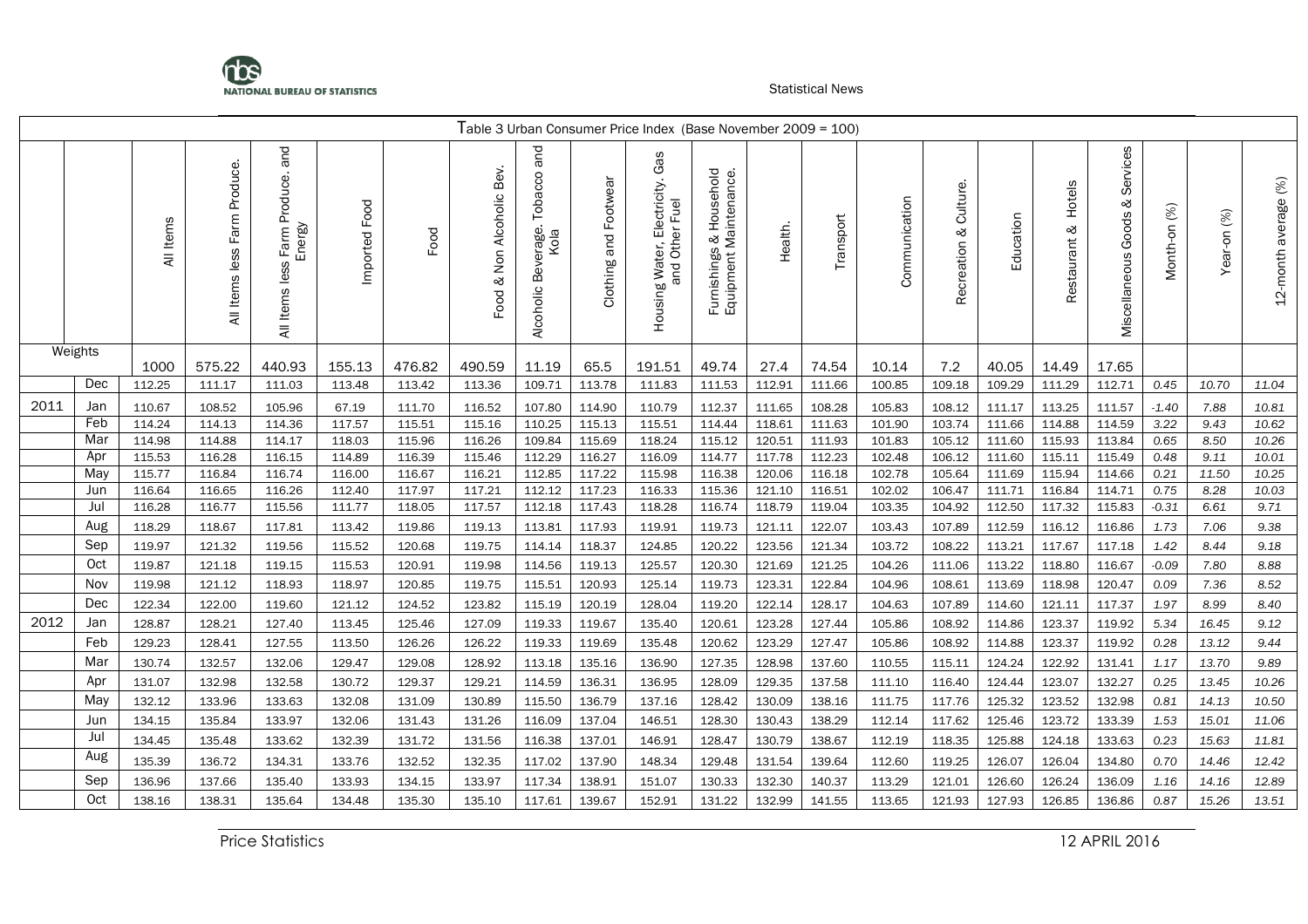Table 3 Urban Consumer Price Index (Base November 2009 = 100)

| | | All Items | All Items less Farm Produce. | All Items less Farm Produce. and Energy | Imported Food | Food | Food & Non Alcoholic Bev. | Alcoholic Beverage. Tobacco and Kola | Clothing and Footwear | Housing Water, Electricity. Gas and Other Fuel | Furnishings & Household Equipment Maintenance. | Health. | Transport | Communication | Recreation & Culture. | Education | Restaurant & Hotels | Miscellaneous Goods & Services | Month-on (%) | Year-on (%) | 12-month average (%) |
|---|---|---|---|---|---|---|---|---|---|---|---|---|---|---|---|---|---|---|---|---|---|
| Weights | | 1000 | 575.22 | 440.93 | 155.13 | 476.82 | 490.59 | 11.19 | 65.5 | 191.51 | 49.74 | 27.4 | 74.54 | 10.14 | 7.2 | 40.05 | 14.49 | 17.65 | | | |
| | Dec | 112.25 | 111.17 | 111.03 | 113.48 | 113.42 | 113.36 | 109.71 | 113.78 | 111.83 | 111.53 | 112.91 | 111.66 | 100.85 | 109.18 | 109.29 | 111.29 | 112.71 | 0.45 | 10.70 | 11.04 |
| 2011 | Jan | 110.67 | 108.52 | 105.96 | 67.19 | 111.70 | 116.52 | 107.80 | 114.90 | 110.79 | 112.37 | 111.65 | 108.28 | 105.83 | 108.12 | 111.17 | 113.25 | 111.57 | -1.40 | 7.88 | 10.81 |
| | Feb | 114.24 | 114.13 | 114.36 | 117.57 | 115.51 | 115.16 | 110.25 | 115.13 | 115.51 | 114.44 | 118.61 | 111.63 | 101.90 | 103.74 | 111.66 | 114.88 | 114.59 | 3.22 | 9.43 | 10.62 |
| | Mar | 114.98 | 114.88 | 114.17 | 118.03 | 115.96 | 116.26 | 109.84 | 115.69 | 118.24 | 115.12 | 120.51 | 111.93 | 101.83 | 105.12 | 111.60 | 115.93 | 113.84 | 0.65 | 8.50 | 10.26 |
| | Apr | 115.53 | 116.28 | 116.15 | 114.89 | 116.39 | 115.46 | 112.29 | 116.27 | 116.09 | 114.77 | 117.78 | 112.23 | 102.48 | 106.12 | 111.60 | 115.11 | 115.49 | 0.48 | 9.11 | 10.01 |
| | May | 115.77 | 116.84 | 116.74 | 116.00 | 116.67 | 116.21 | 112.85 | 117.22 | 115.98 | 116.38 | 120.06 | 116.18 | 102.78 | 105.64 | 111.69 | 115.94 | 114.66 | 0.21 | 11.50 | 10.25 |
| | Jun | 116.64 | 116.65 | 116.26 | 112.40 | 117.97 | 117.21 | 112.12 | 117.23 | 116.33 | 115.36 | 121.10 | 116.51 | 102.02 | 106.47 | 111.71 | 116.84 | 114.71 | 0.75 | 8.28 | 10.03 |
| | Jul | 116.28 | 116.77 | 115.56 | 111.77 | 118.05 | 117.57 | 112.18 | 117.43 | 118.28 | 116.74 | 118.79 | 119.04 | 103.35 | 104.92 | 112.50 | 117.32 | 115.83 | -0.31 | 6.61 | 9.71 |
| | Aug | 118.29 | 118.67 | 117.81 | 113.42 | 119.86 | 119.13 | 113.81 | 117.93 | 119.91 | 119.73 | 121.11 | 122.07 | 103.43 | 107.89 | 112.59 | 116.12 | 116.86 | 1.73 | 7.06 | 9.38 |
| | Sep | 119.97 | 121.32 | 119.56 | 115.52 | 120.68 | 119.75 | 114.14 | 118.37 | 124.85 | 120.22 | 123.56 | 121.34 | 103.72 | 108.22 | 113.21 | 117.67 | 117.18 | 1.42 | 8.44 | 9.18 |
| | Oct | 119.87 | 121.18 | 119.15 | 115.53 | 120.91 | 119.98 | 114.56 | 119.13 | 125.57 | 120.30 | 121.69 | 121.25 | 104.26 | 111.06 | 113.22 | 118.80 | 116.67 | -0.09 | 7.80 | 8.88 |
| | Nov | 119.98 | 121.12 | 118.93 | 118.97 | 120.85 | 119.75 | 115.51 | 120.93 | 125.14 | 119.73 | 123.31 | 122.84 | 104.96 | 108.61 | 113.69 | 118.98 | 120.47 | 0.09 | 7.36 | 8.52 |
| | Dec | 122.34 | 122.00 | 119.60 | 121.12 | 124.52 | 123.82 | 115.19 | 120.19 | 128.04 | 119.20 | 122.14 | 128.17 | 104.63 | 107.89 | 114.60 | 121.11 | 117.37 | 1.97 | 8.99 | 8.40 |
| 2012 | Jan | 128.87 | 128.21 | 127.40 | 113.45 | 125.46 | 127.09 | 119.33 | 119.67 | 135.40 | 120.61 | 123.28 | 127.44 | 105.86 | 108.92 | 114.86 | 123.37 | 119.92 | 5.34 | 16.45 | 9.12 |
| | Feb | 129.23 | 128.41 | 127.55 | 113.50 | 126.26 | 126.22 | 119.33 | 119.69 | 135.48 | 120.62 | 123.29 | 127.47 | 105.86 | 108.92 | 114.88 | 123.37 | 119.92 | 0.28 | 13.12 | 9.44 |
| | Mar | 130.74 | 132.57 | 132.06 | 129.47 | 129.08 | 128.92 | 113.18 | 135.16 | 136.90 | 127.35 | 128.98 | 137.60 | 110.55 | 115.11 | 124.24 | 122.92 | 131.41 | 1.17 | 13.70 | 9.89 |
| | Apr | 131.07 | 132.98 | 132.58 | 130.72 | 129.37 | 129.21 | 114.59 | 136.31 | 136.95 | 128.09 | 129.35 | 137.58 | 111.10 | 116.40 | 124.44 | 123.07 | 132.27 | 0.25 | 13.45 | 10.26 |
| | May | 132.12 | 133.96 | 133.63 | 132.08 | 131.09 | 130.89 | 115.50 | 136.79 | 137.16 | 128.42 | 130.09 | 138.16 | 111.75 | 117.76 | 125.32 | 123.52 | 132.98 | 0.81 | 14.13 | 10.50 |
| | Jun | 134.15 | 135.84 | 133.97 | 132.06 | 131.43 | 131.26 | 116.09 | 137.04 | 146.51 | 128.30 | 130.43 | 138.29 | 112.14 | 117.62 | 125.46 | 123.72 | 133.39 | 1.53 | 15.01 | 11.06 |
| | Jul | 134.45 | 135.48 | 133.62 | 132.39 | 131.72 | 131.56 | 116.38 | 137.01 | 146.91 | 128.47 | 130.79 | 138.67 | 112.19 | 118.35 | 125.88 | 124.18 | 133.63 | 0.23 | 15.63 | 11.81 |
| | Aug | 135.39 | 136.72 | 134.31 | 133.76 | 132.52 | 132.35 | 117.02 | 137.90 | 148.34 | 129.48 | 131.54 | 139.64 | 112.60 | 119.25 | 126.07 | 126.04 | 134.80 | 0.70 | 14.46 | 12.42 |
| | Sep | 136.96 | 137.66 | 135.40 | 133.93 | 134.15 | 133.97 | 117.34 | 138.91 | 151.07 | 130.33 | 132.30 | 140.37 | 113.29 | 121.01 | 126.60 | 126.24 | 136.09 | 1.16 | 14.16 | 12.89 |
| | Oct | 138.16 | 138.31 | 135.64 | 134.48 | 135.30 | 135.10 | 117.61 | 139.67 | 152.91 | 131.22 | 132.99 | 141.55 | 113.65 | 121.93 | 127.93 | 126.85 | 136.86 | 0.87 | 15.26 | 13.51 |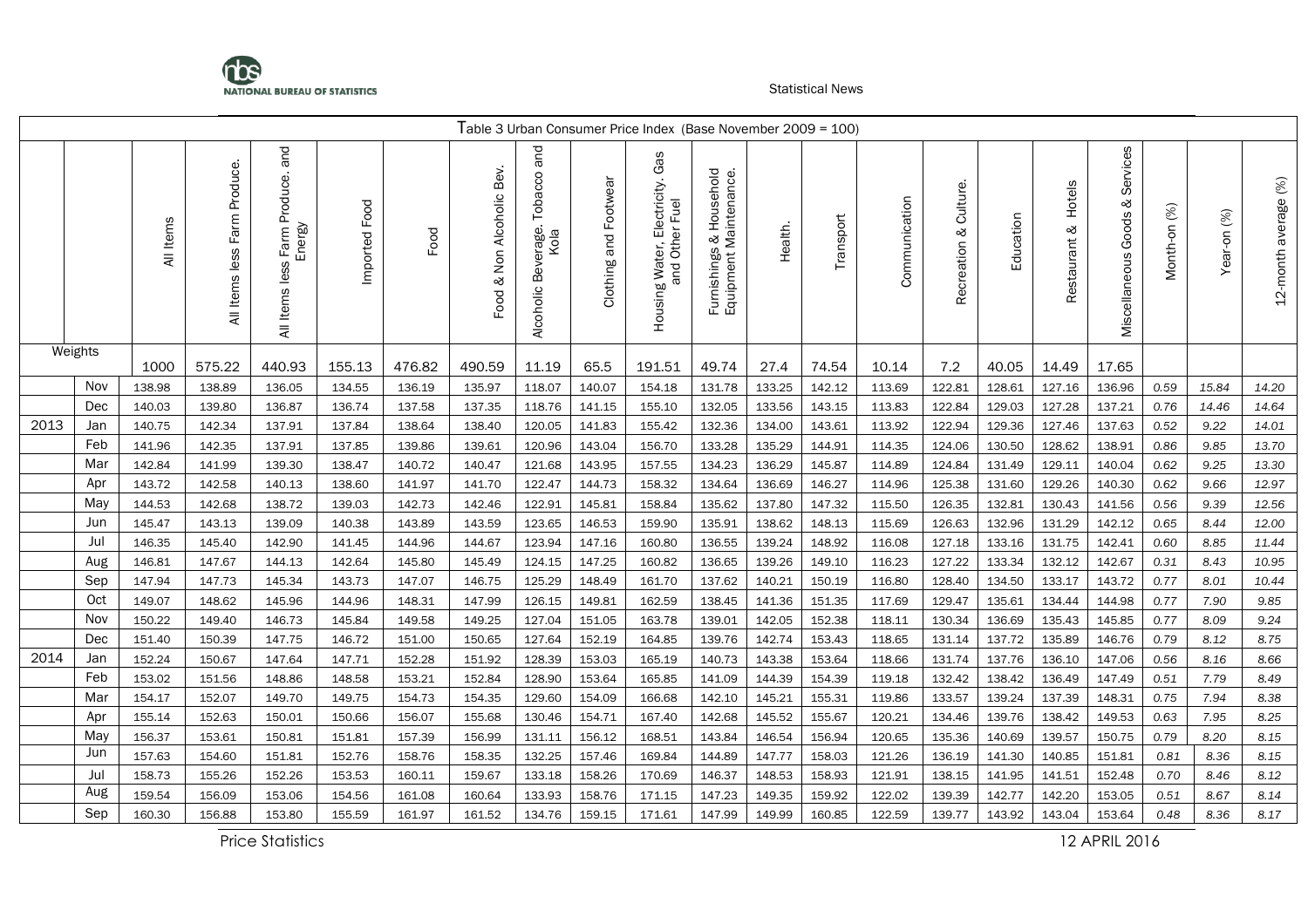Table 3 Urban Consumer Price Index (Base November 2009 = 100)

| | | All Items | All Items less Farm Produce. | All Items less Farm Produce. and Energy | Imported Food | Food | Food & Non Alcoholic Bev. | Alcoholic Beverage. Tobacco and Kola | Clothing and Footwear | Housing Water, Electricity. Gas and Other Fuel | Furnishings & Household Equipment Maintenance. | Health. | Transport | Communication | Recreation & Culture. | Education | Restaurant & Hotels | Miscellaneous Goods & Services | Month-on (%) | Year-on (%) | 12-month average (%) |
|---|---|---|---|---|---|---|---|---|---|---|---|---|---|---|---|---|---|---|---|---|---|
| Weights | | 1000 | 575.22 | 440.93 | 155.13 | 476.82 | 490.59 | 11.19 | 65.5 | 191.51 | 49.74 | 27.4 | 74.54 | 10.14 | 7.2 | 40.05 | 14.49 | 17.65 | | | |
| | Nov | 138.98 | 138.89 | 136.05 | 134.55 | 136.19 | 135.97 | 118.07 | 140.07 | 154.18 | 131.78 | 133.25 | 142.12 | 113.69 | 122.81 | 128.61 | 127.16 | 136.96 | *0.59* | *15.84* | *14.20* |
| | Dec | 140.03 | 139.80 | 136.87 | 136.74 | 137.58 | 137.35 | 118.76 | 141.15 | 155.10 | 132.05 | 133.56 | 143.15 | 113.83 | 122.84 | 129.03 | 127.28 | 137.21 | *0.76* | *14.46* | *14.64* |
| 2013 | Jan | 140.75 | 142.34 | 137.91 | 137.84 | 138.64 | 138.40 | 120.05 | 141.83 | 155.42 | 132.36 | 134.00 | 143.61 | 113.92 | 122.94 | 129.36 | 127.46 | 137.63 | *0.52* | *9.22* | *14.01* |
| | Feb | 141.96 | 142.35 | 137.91 | 137.85 | 139.86 | 139.61 | 120.96 | 143.04 | 156.70 | 133.28 | 135.29 | 144.91 | 114.35 | 124.06 | 130.50 | 128.62 | 138.91 | *0.86* | *9.85* | *13.70* |
| | Mar | 142.84 | 141.99 | 139.30 | 138.47 | 140.72 | 140.47 | 121.68 | 143.95 | 157.55 | 134.23 | 136.29 | 145.87 | 114.89 | 124.84 | 131.49 | 129.11 | 140.04 | *0.62* | *9.25* | *13.30* |
| | Apr | 143.72 | 142.58 | 140.13 | 138.60 | 141.97 | 141.70 | 122.47 | 144.73 | 158.32 | 134.64 | 136.69 | 146.27 | 114.96 | 125.38 | 131.60 | 129.26 | 140.30 | *0.62* | *9.66* | *12.97* |
| | May | 144.53 | 142.68 | 138.72 | 139.03 | 142.73 | 142.46 | 122.91 | 145.81 | 158.84 | 135.62 | 137.80 | 147.32 | 115.50 | 126.35 | 132.81 | 130.43 | 141.56 | *0.56* | *9.39* | *12.56* |
| | Jun | 145.47 | 143.13 | 139.09 | 140.38 | 143.89 | 143.59 | 123.65 | 146.53 | 159.90 | 135.91 | 138.62 | 148.13 | 115.69 | 126.63 | 132.96 | 131.29 | 142.12 | *0.65* | *8.44* | *12.00* |
| | Jul | 146.35 | 145.40 | 142.90 | 141.45 | 144.96 | 144.67 | 123.94 | 147.16 | 160.80 | 136.55 | 139.24 | 148.92 | 116.08 | 127.18 | 133.16 | 131.75 | 142.41 | *0.60* | *8.85* | *11.44* |
| | Aug | 146.81 | 147.67 | 144.13 | 142.64 | 145.80 | 145.49 | 124.15 | 147.25 | 160.82 | 136.65 | 139.26 | 149.10 | 116.23 | 127.22 | 133.34 | 132.12 | 142.67 | *0.31* | *8.43* | *10.95* |
| | Sep | 147.94 | 147.73 | 145.34 | 143.73 | 147.07 | 146.75 | 125.29 | 148.49 | 161.70 | 137.62 | 140.21 | 150.19 | 116.80 | 128.40 | 134.50 | 133.17 | 143.72 | *0.77* | *8.01* | *10.44* |
| | Oct | 149.07 | 148.62 | 145.96 | 144.96 | 148.31 | 147.99 | 126.15 | 149.81 | 162.59 | 138.45 | 141.36 | 151.35 | 117.69 | 129.47 | 135.61 | 134.44 | 144.98 | *0.77* | *7.90* | *9.85* |
| | Nov | 150.22 | 149.40 | 146.73 | 145.84 | 149.58 | 149.25 | 127.04 | 151.05 | 163.78 | 139.01 | 142.05 | 152.38 | 118.11 | 130.34 | 136.69 | 135.43 | 145.85 | *0.77* | *8.09* | *9.24* |
| | Dec | 151.40 | 150.39 | 147.75 | 146.72 | 151.00 | 150.65 | 127.64 | 152.19 | 164.85 | 139.76 | 142.74 | 153.43 | 118.65 | 131.14 | 137.72 | 135.89 | 146.76 | *0.79* | *8.12* | *8.75* |
| 2014 | Jan | 152.24 | 150.67 | 147.64 | 147.71 | 152.28 | 151.92 | 128.39 | 153.03 | 165.19 | 140.73 | 143.38 | 153.64 | 118.66 | 131.74 | 137.76 | 136.10 | 147.06 | *0.56* | *8.16* | *8.66* |
| | Feb | 153.02 | 151.56 | 148.86 | 148.58 | 153.21 | 152.84 | 128.90 | 153.64 | 165.85 | 141.09 | 144.39 | 154.39 | 119.18 | 132.42 | 138.42 | 136.49 | 147.49 | *0.51* | *7.79* | *8.49* |
| | Mar | 154.17 | 152.07 | 149.70 | 149.75 | 154.73 | 154.35 | 129.60 | 154.09 | 166.68 | 142.10 | 145.21 | 155.31 | 119.86 | 133.57 | 139.24 | 137.39 | 148.31 | *0.75* | *7.94* | *8.38* |
| | Apr | 155.14 | 152.63 | 150.01 | 150.66 | 156.07 | 155.68 | 130.46 | 154.71 | 167.40 | 142.68 | 145.52 | 155.67 | 120.21 | 134.46 | 139.76 | 138.42 | 149.53 | *0.63* | *7.95* | *8.25* |
| | May | 156.37 | 153.61 | 150.81 | 151.81 | 157.39 | 156.99 | 131.11 | 156.12 | 168.51 | 143.84 | 146.54 | 156.94 | 120.65 | 135.36 | 140.69 | 139.57 | 150.75 | *0.79* | *8.20* | *8.15* |
| | Jun | 157.63 | 154.60 | 151.81 | 152.76 | 158.76 | 158.35 | 132.25 | 157.46 | 169.84 | 144.89 | 147.77 | 158.03 | 121.26 | 136.19 | 141.30 | 140.85 | 151.81 | *0.81* | *8.36* | *8.15* |
| | Jul | 158.73 | 155.26 | 152.26 | 153.53 | 160.11 | 159.67 | 133.18 | 158.26 | 170.69 | 146.37 | 148.53 | 158.93 | 121.91 | 138.15 | 141.95 | 141.51 | 152.48 | *0.70* | *8.46* | *8.12* |
| | Aug | 159.54 | 156.09 | 153.06 | 154.56 | 161.08 | 160.64 | 133.93 | 158.76 | 171.15 | 147.23 | 149.35 | 159.92 | 122.02 | 139.39 | 142.77 | 142.20 | 153.05 | *0.51* | *8.67* | *8.14* |
| | Sep | 160.30 | 156.88 | 153.80 | 155.59 | 161.97 | 161.52 | 134.76 | 159.15 | 171.61 | 147.99 | 149.99 | 160.85 | 122.59 | 139.77 | 143.92 | 143.04 | 153.64 | *0.48* | *8.36* | *8.17* |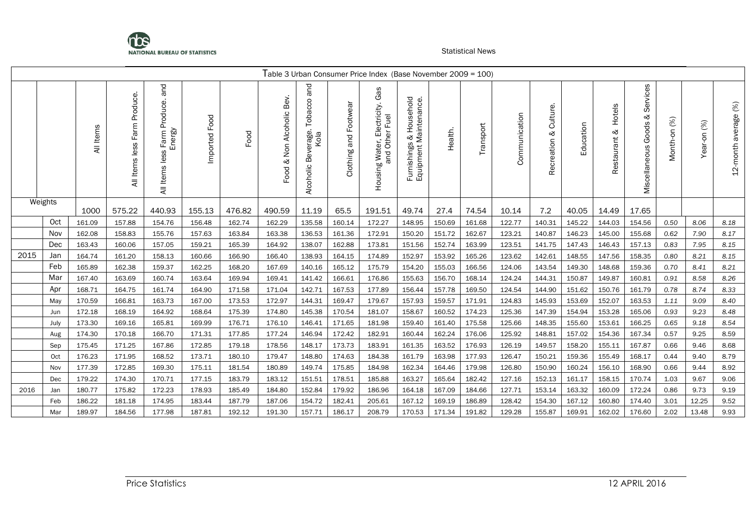Table 3 Urban Consumer Price Index (Base November 2009 = 100)

| | | All Items | All Items less Farm Produce. | All Items less Farm Produce. and Energy | Imported Food | Food | Food & Non Alcoholic Bev. | Alcoholic Beverage. Tobacco and Kola | Clothing and Footwear | Housing Water, Electricity. Gas and Other Fuel | Furnishings & Household Equipment Maintenance. | Health. | Transport | Communication | Recreation & Culture. | Education | Restaurant & Hotels | Miscellaneous Goods & Services | Month-on (%) | Year-on (%) | 12-month average (%) |
|---|---|---|---|---|---|---|---|---|---|---|---|---|---|---|---|---|---|---|---|---|---|
| Weights | | 1000 | 575.22 | 440.93 | 155.13 | 476.82 | 490.59 | 11.19 | 65.5 | 191.51 | 49.74 | 27.4 | 74.54 | 10.14 | 7.2 | 40.05 | 14.49 | 17.65 | | | |
| | Oct | 161.09 | 157.88 | 154.76 | 156.48 | 162.74 | 162.29 | 135.58 | 160.14 | 172.27 | 148.95 | 150.69 | 161.68 | 122.77 | 140.31 | 145.22 | 144.03 | 154.56 | 0.50 | 8.06 | 8.18 |
| | Nov | 162.08 | 158.83 | 155.76 | 157.63 | 163.84 | 163.38 | 136.53 | 161.36 | 172.91 | 150.20 | 151.72 | 162.67 | 123.21 | 140.87 | 146.23 | 145.00 | 155.68 | 0.62 | 7.90 | 8.17 |
| | Dec | 163.43 | 160.06 | 157.05 | 159.21 | 165.39 | 164.92 | 138.07 | 162.88 | 173.81 | 151.56 | 152.74 | 163.99 | 123.51 | 141.75 | 147.43 | 146.43 | 157.13 | 0.83 | 7.95 | 8.15 |
| 2015 | Jan | 164.74 | 161.20 | 158.13 | 160.66 | 166.90 | 166.40 | 138.93 | 164.15 | 174.89 | 152.97 | 153.92 | 165.26 | 123.62 | 142.61 | 148.55 | 147.56 | 158.35 | 0.80 | 8.21 | 8.15 |
| | Feb | 165.89 | 162.38 | 159.37 | 162.25 | 168.20 | 167.69 | 140.16 | 165.12 | 175.79 | 154.20 | 155.03 | 166.56 | 124.06 | 143.54 | 149.30 | 148.68 | 159.36 | 0.70 | 8.41 | 8.21 |
| | Mar | 167.40 | 163.69 | 160.74 | 163.64 | 169.94 | 169.41 | 141.42 | 166.61 | 176.86 | 155.63 | 156.70 | 168.14 | 124.24 | 144.31 | 150.87 | 149.87 | 160.81 | 0.91 | 8.58 | 8.26 |
| | Apr | 168.71 | 164.75 | 161.74 | 164.90 | 171.58 | 171.04 | 142.71 | 167.53 | 177.89 | 156.44 | 157.78 | 169.50 | 124.54 | 144.90 | 151.62 | 150.76 | 161.79 | 0.78 | 8.74 | 8.33 |
| | May | 170.59 | 166.81 | 163.73 | 167.00 | 173.53 | 172.97 | 144.31 | 169.47 | 179.67 | 157.93 | 159.57 | 171.91 | 124.83 | 145.93 | 153.69 | 152.07 | 163.53 | 1.11 | 9.09 | 8.40 |
| | Jun | 172.18 | 168.19 | 164.92 | 168.64 | 175.39 | 174.80 | 145.38 | 170.54 | 181.07 | 158.67 | 160.52 | 174.23 | 125.36 | 147.39 | 154.94 | 153.28 | 165.06 | 0.93 | 9.23 | 8.48 |
| | July | 173.30 | 169.16 | 165.81 | 169.99 | 176.71 | 176.10 | 146.41 | 171.65 | 181.98 | 159.40 | 161.40 | 175.58 | 125.66 | 148.35 | 155.60 | 153.61 | 166.25 | 0.65 | 9.18 | 8.54 |
| | Aug | 174.30 | 170.18 | 166.70 | 171.31 | 177.85 | 177.24 | 146.94 | 172.42 | 182.91 | 160.44 | 162.24 | 176.06 | 125.92 | 148.81 | 157.02 | 154.36 | 167.34 | 0.57 | 9.25 | 8.59 |
| | Sep | 175.45 | 171.25 | 167.86 | 172.85 | 179.18 | 178.56 | 148.17 | 173.73 | 183.91 | 161.35 | 163.52 | 176.93 | 126.19 | 149.57 | 158.20 | 155.11 | 167.87 | 0.66 | 9.46 | 8.68 |
| | Oct | 176.23 | 171.95 | 168.52 | 173.71 | 180.10 | 179.47 | 148.80 | 174.63 | 184.38 | 161.79 | 163.98 | 177.93 | 126.47 | 150.21 | 159.36 | 155.49 | 168.17 | 0.44 | 9.40 | 8.79 |
| | Nov | 177.39 | 172.85 | 169.30 | 175.11 | 181.54 | 180.89 | 149.74 | 175.85 | 184.98 | 162.34 | 164.46 | 179.98 | 126.80 | 150.90 | 160.24 | 156.10 | 168.90 | 0.66 | 9.44 | 8.92 |
| | Dec | 179.22 | 174.30 | 170.71 | 177.15 | 183.79 | 183.12 | 151.51 | 178.51 | 185.88 | 163.27 | 165.64 | 182.42 | 127.16 | 152.13 | 161.17 | 158.15 | 170.74 | 1.03 | 9.67 | 9.06 |
| 2016 | Jan | 180.77 | 175.82 | 172.23 | 178.93 | 185.49 | 184.80 | 152.84 | 179.92 | 186.96 | 164.18 | 167.09 | 184.66 | 127.71 | 153.14 | 163.32 | 160.09 | 172.24 | 0.86 | 9.73 | 9.19 |
| | Feb | 186.22 | 181.18 | 174.95 | 183.44 | 187.79 | 187.06 | 154.72 | 182.41 | 205.61 | 167.12 | 169.19 | 186.89 | 128.42 | 154.30 | 167.12 | 160.80 | 174.40 | 3.01 | 12.25 | 9.52 |
| | Mar | 189.97 | 184.56 | 177.98 | 187.81 | 192.12 | 191.30 | 157.71 | 186.17 | 208.79 | 170.53 | 171.34 | 191.82 | 129.28 | 155.87 | 169.91 | 162.02 | 176.60 | 2.02 | 13.48 | 9.93 |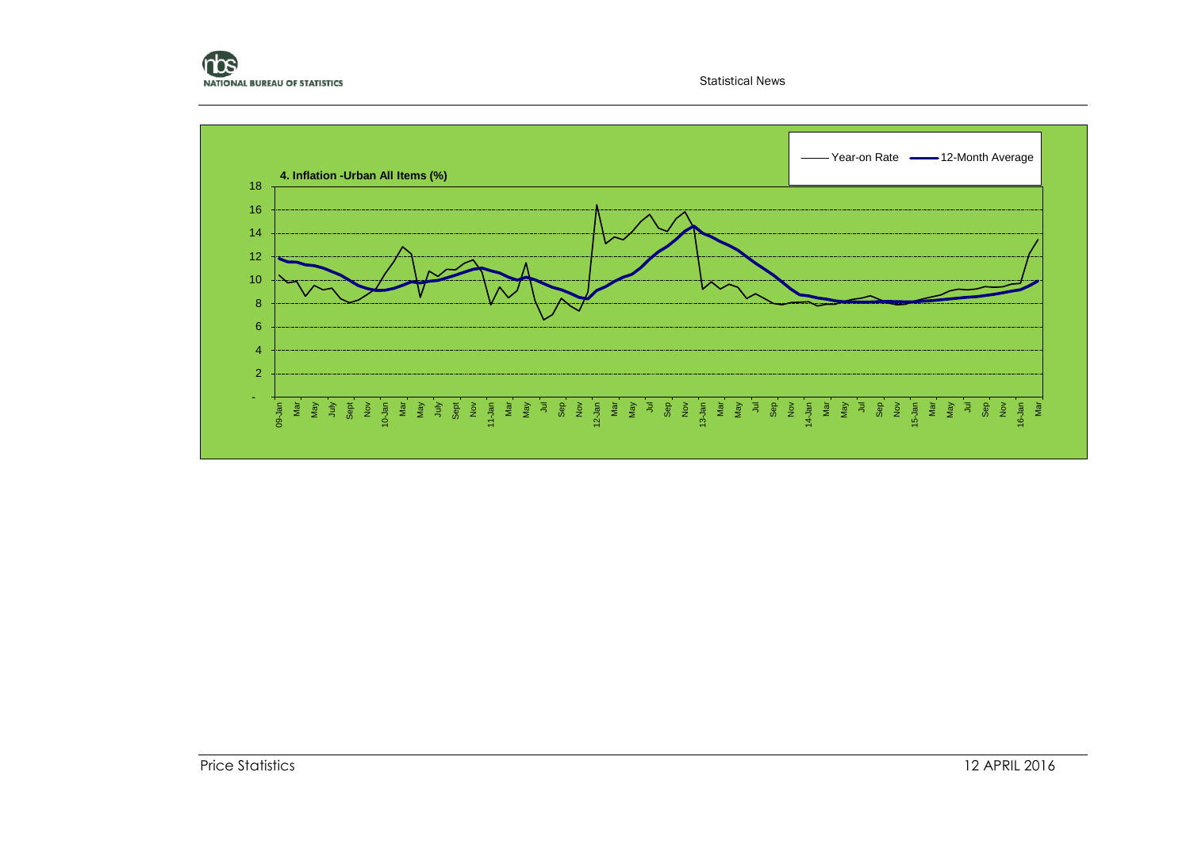4. Inflation -Urban All Items (%)

Year-on Rate — 12-Month Average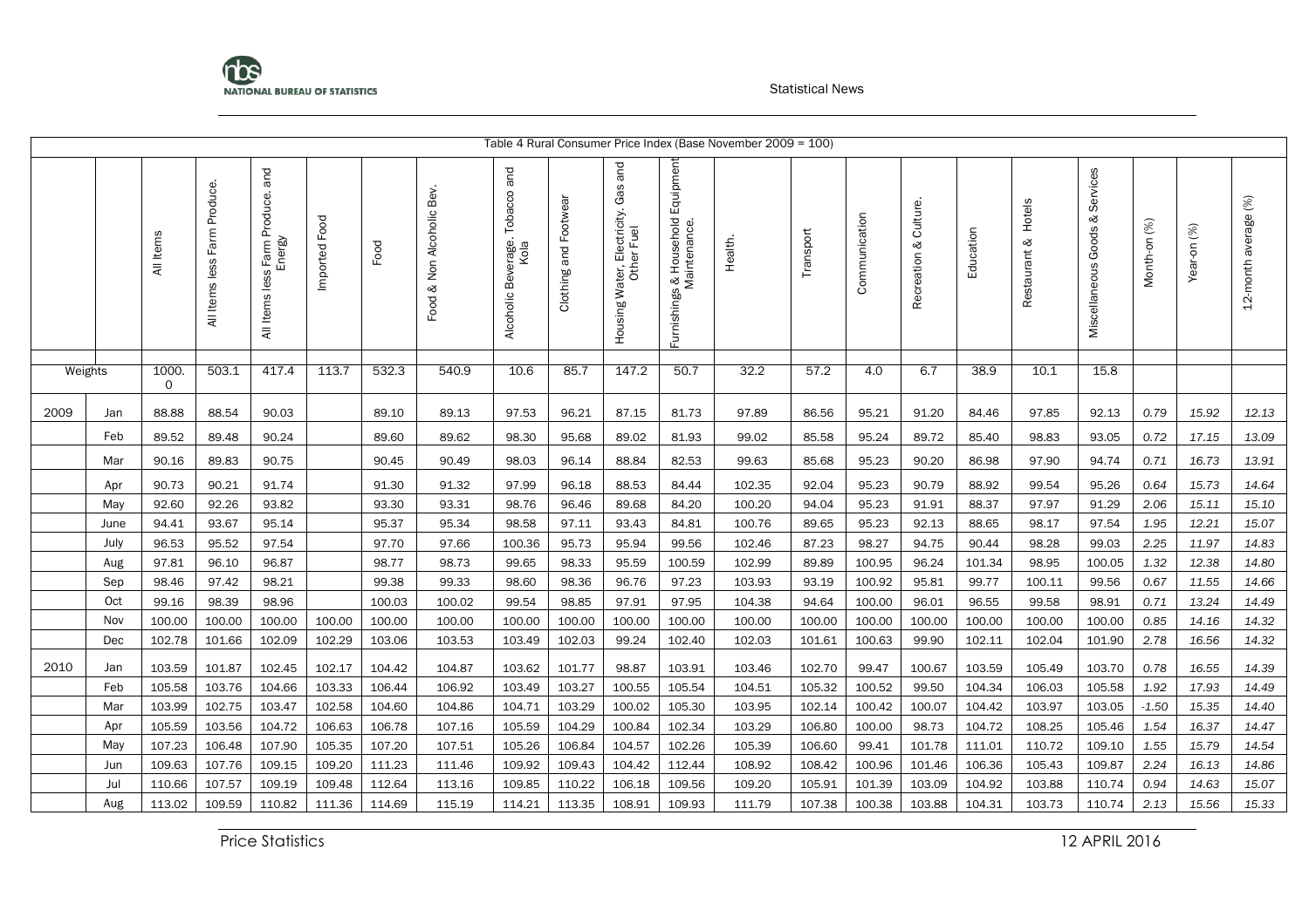Table 4 Rural Consumer Price Index (Base November 2009 = 100)

| | | All Items | All Items less Farm Produce. | All Items less Farm Produce. and Energy | Imported Food | Food | Food & Non Alcoholic Bev. | Alcoholic Beverage. Tobacco and Kola | Clothing and Footwear | Housing Water, Electricity, Gas and Other Fuel | Furnishings & Household Equipment Maintenance. | Health. | Transport | Communication | Recreation & Culture. | Education | Restaurant & Hotels | Miscellaneous Goods & Services | Month-on (%) | Year-on (%) | 12-month average (%) |
|---|---|---|---|---|---|---|---|---|---|---|---|---|---|---|---|---|---|---|---|---|---|
| Weights | | 1000.0 | 503.1 | 417.4 | 113.7 | 532.3 | 540.9 | 10.6 | 85.7 | 147.2 | 50.7 | 32.2 | 57.2 | 4.0 | 6.7 | 38.9 | 10.1 | 15.8 | | | |
| 2009 | Jan | 88.88 | 88.54 | 90.03 | | 89.10 | 89.13 | 97.53 | 96.21 | 87.15 | 81.73 | 97.89 | 86.56 | 95.21 | 91.20 | 84.46 | 97.85 | 92.13 | 0.79 | 15.92 | 12.13 |
| | Feb | 89.52 | 89.48 | 90.24 | | 89.60 | 89.62 | 98.30 | 95.68 | 89.02 | 81.93 | 99.02 | 85.58 | 95.24 | 89.72 | 85.40 | 98.83 | 93.05 | 0.72 | 17.15 | 13.09 |
| | Mar | 90.16 | 89.83 | 90.75 | | 90.45 | 90.49 | 98.03 | 96.14 | 88.84 | 82.53 | 99.63 | 85.68 | 95.23 | 90.20 | 86.98 | 97.90 | 94.74 | 0.71 | 16.73 | 13.91 |
| | Apr | 90.73 | 90.21 | 91.74 | | 91.30 | 91.32 | 97.99 | 96.18 | 88.53 | 84.44 | 102.35 | 92.04 | 95.23 | 90.79 | 88.92 | 99.54 | 95.26 | 0.64 | 15.73 | 14.64 |
| | May | 92.60 | 92.26 | 93.82 | | 93.30 | 93.31 | 98.76 | 96.46 | 89.68 | 84.20 | 100.20 | 94.04 | 95.23 | 91.91 | 88.37 | 97.97 | 91.29 | 2.06 | 15.11 | 15.10 |
| | June | 94.41 | 93.67 | 95.14 | | 95.37 | 95.34 | 98.58 | 97.11 | 93.43 | 84.81 | 100.76 | 89.65 | 95.23 | 92.13 | 88.65 | 98.17 | 97.54 | 1.95 | 12.21 | 15.07 |
| | July | 96.53 | 95.52 | 97.54 | | 97.70 | 97.66 | 100.36 | 95.73 | 95.94 | 99.56 | 102.46 | 87.23 | 98.27 | 94.75 | 90.44 | 98.28 | 99.03 | 2.25 | 11.97 | 14.83 |
| | Aug | 97.81 | 96.10 | 96.87 | | 98.77 | 98.73 | 99.65 | 98.33 | 95.59 | 100.59 | 102.99 | 89.89 | 100.95 | 96.24 | 101.34 | 98.95 | 100.05 | 1.32 | 12.38 | 14.80 |
| | Sep | 98.46 | 97.42 | 98.21 | | 99.38 | 99.33 | 98.60 | 98.36 | 96.76 | 97.23 | 103.93 | 93.19 | 100.92 | 95.81 | 99.77 | 100.11 | 99.56 | 0.67 | 11.55 | 14.66 |
| | Oct | 99.16 | 98.39 | 98.96 | | 100.03 | 100.02 | 99.54 | 98.85 | 97.91 | 97.95 | 104.38 | 94.64 | 100.00 | 96.01 | 96.55 | 99.58 | 98.91 | 0.71 | 13.24 | 14.49 |
| | Nov | 100.00 | 100.00 | 100.00 | 100.00 | 100.00 | 100.00 | 100.00 | 100.00 | 100.00 | 100.00 | 100.00 | 100.00 | 100.00 | 100.00 | 100.00 | 100.00 | 100.00 | 0.85 | 14.16 | 14.32 |
| | Dec | 102.78 | 101.66 | 102.09 | 102.29 | 103.06 | 103.53 | 103.49 | 102.03 | 99.24 | 102.40 | 102.03 | 101.61 | 100.63 | 99.90 | 102.11 | 102.04 | 101.90 | 2.78 | 16.56 | 14.32 |
| 2010 | Jan | 103.59 | 101.87 | 102.45 | 102.17 | 104.42 | 104.87 | 103.62 | 101.77 | 98.87 | 103.91 | 103.46 | 102.70 | 99.47 | 100.67 | 103.59 | 105.49 | 103.70 | 0.78 | 16.55 | 14.39 |
| | Feb | 105.58 | 103.76 | 104.66 | 103.33 | 106.44 | 106.92 | 103.49 | 103.27 | 100.55 | 105.54 | 104.51 | 105.32 | 100.52 | 99.50 | 104.34 | 106.03 | 105.58 | 1.92 | 17.93 | 14.49 |
| | Mar | 103.99 | 102.75 | 103.47 | 102.58 | 104.60 | 104.86 | 104.71 | 103.29 | 100.02 | 105.30 | 103.95 | 102.14 | 100.42 | 100.07 | 104.42 | 103.97 | 103.05 | -1.50 | 15.35 | 14.40 |
| | Apr | 105.59 | 103.56 | 104.72 | 106.63 | 106.78 | 107.16 | 105.59 | 104.29 | 100.84 | 102.34 | 103.29 | 106.80 | 100.00 | 98.73 | 104.72 | 108.25 | 105.46 | 1.54 | 16.37 | 14.47 |
| | May | 107.23 | 106.48 | 107.90 | 105.35 | 107.20 | 107.51 | 105.26 | 106.84 | 104.57 | 102.26 | 105.39 | 106.60 | 99.41 | 101.78 | 111.01 | 110.72 | 109.10 | 1.55 | 15.79 | 14.54 |
| | Jun | 109.63 | 107.76 | 109.15 | 109.20 | 111.23 | 111.46 | 109.92 | 109.43 | 104.42 | 112.44 | 108.92 | 108.42 | 100.96 | 101.46 | 106.36 | 105.43 | 109.87 | 2.24 | 16.13 | 14.86 |
| | Jul | 110.66 | 107.57 | 109.19 | 109.48 | 112.64 | 113.16 | 109.85 | 110.22 | 106.18 | 109.56 | 109.20 | 105.91 | 101.39 | 103.09 | 104.92 | 103.88 | 110.74 | 0.94 | 14.63 | 15.07 |
| | Aug | 113.02 | 109.59 | 110.82 | 111.36 | 114.69 | 115.19 | 114.21 | 113.35 | 108.91 | 109.93 | 111.79 | 107.38 | 100.38 | 103.88 | 104.31 | 103.73 | 110.74 | 2.13 | 15.56 | 15.33 |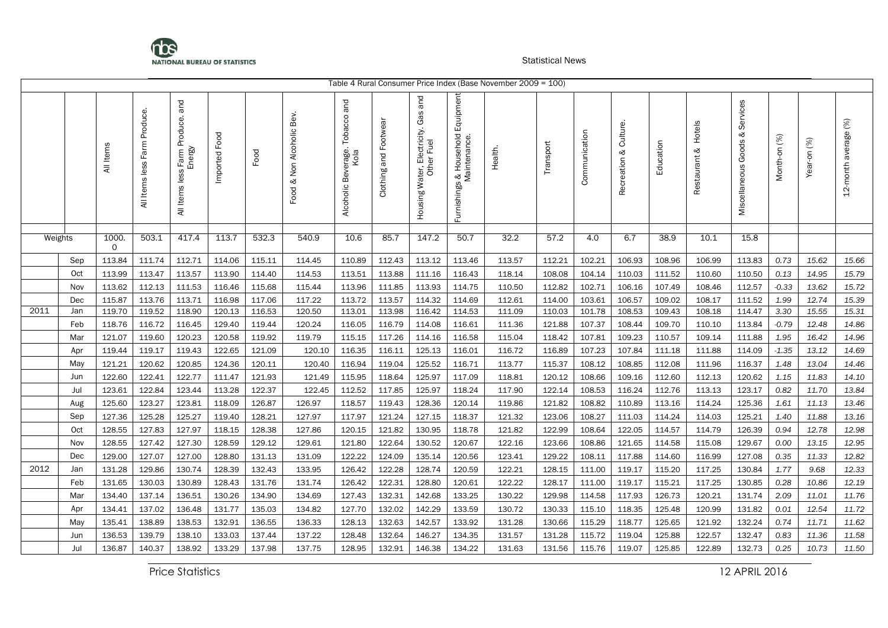Table 4 Rural Consumer Price Index (Base November 2009 = 100)

| | | All Items | All Items less Farm Produce. | All Items less Farm Produce. and Energy | Imported Food | Food | Food & Non Alcoholic Bev. | Alcoholic Beverage. Tobacco and Kola | Clothing and Footwear | Housing Water, Electricity. Gas and Other Fuel | Furnishings & Household Equipment Maintenance. | Health. | Transport | Communication | Recreation & Culture. | Education | Restaurant & Hotels | Miscellaneous Goods & Services | Month-on (%) | Year-on (%) | 12-month average (%) |
|---|---|---|---|---|---|---|---|---|---|---|---|---|---|---|---|---|---|---|---|---|---|
| Weights | | 1000.0 | 503.1 | 417.4 | 113.7 | 532.3 | 540.9 | 10.6 | 85.7 | 147.2 | 50.7 | 32.2 | 57.2 | 4.0 | 6.7 | 38.9 | 10.1 | 15.8 | | | |
| | Sep | 113.84 | 111.74 | 112.71 | 114.06 | 115.11 | 114.45 | 110.89 | 112.43 | 113.12 | 113.46 | 113.57 | 112.21 | 102.21 | 106.93 | 108.96 | 106.99 | 113.83 | 0.73 | 15.62 | 15.66 |
| | Oct | 113.99 | 113.47 | 113.57 | 113.90 | 114.40 | 114.53 | 113.51 | 113.88 | 111.16 | 116.43 | 118.14 | 108.08 | 104.14 | 110.03 | 111.52 | 110.60 | 110.50 | 0.13 | 14.95 | 15.79 |
| | Nov | 113.62 | 112.13 | 111.53 | 116.46 | 115.68 | 115.44 | 113.96 | 111.85 | 113.93 | 114.75 | 110.50 | 112.82 | 102.71 | 106.16 | 107.49 | 108.46 | 112.57 | -0.33 | 13.62 | 15.72 |
| | Dec | 115.87 | 113.76 | 113.71 | 116.98 | 117.06 | 117.22 | 113.72 | 113.57 | 114.32 | 114.69 | 112.61 | 114.00 | 103.61 | 106.57 | 109.02 | 108.17 | 111.52 | 1.99 | 12.74 | 15.39 |
| 2011 | Jan | 119.70 | 119.52 | 118.90 | 120.13 | 116.53 | 120.50 | 113.01 | 113.98 | 116.42 | 114.53 | 111.09 | 110.03 | 101.78 | 108.53 | 109.43 | 108.18 | 114.47 | 3.30 | 15.55 | 15.31 |
| | Feb | 118.76 | 116.72 | 116.45 | 129.40 | 119.44 | 120.24 | 116.05 | 116.79 | 114.08 | 116.61 | 111.36 | 121.88 | 107.37 | 108.44 | 109.70 | 110.10 | 113.84 | -0.79 | 12.48 | 14.86 |
| | Mar | 121.07 | 119.60 | 120.23 | 120.58 | 119.92 | 119.79 | 115.15 | 117.26 | 114.16 | 116.58 | 115.04 | 118.42 | 107.81 | 109.23 | 110.57 | 109.14 | 111.88 | 1.95 | 16.42 | 14.96 |
| | Apr | 119.44 | 119.17 | 119.43 | 122.65 | 121.09 | 120.10 | 116.35 | 116.11 | 125.13 | 116.01 | 116.72 | 116.89 | 107.23 | 107.84 | 111.18 | 111.88 | 114.09 | -1.35 | 13.12 | 14.69 |
| | May | 121.21 | 120.62 | 120.85 | 124.36 | 120.11 | 120.40 | 116.94 | 119.04 | 125.52 | 116.71 | 113.77 | 115.37 | 108.12 | 108.85 | 112.08 | 111.96 | 116.37 | 1.48 | 13.04 | 14.46 |
| | Jun | 122.60 | 122.41 | 122.77 | 111.47 | 121.93 | 121.49 | 115.95 | 118.64 | 125.97 | 117.09 | 118.81 | 120.12 | 108.66 | 109.16 | 112.60 | 112.13 | 120.62 | 1.15 | 11.83 | 14.10 |
| | Jul | 123.61 | 122.84 | 123.44 | 113.28 | 122.37 | 122.45 | 112.52 | 117.85 | 125.97 | 118.24 | 117.90 | 122.14 | 108.53 | 116.24 | 112.76 | 113.13 | 123.17 | 0.82 | 11.70 | 13.84 |
| | Aug | 125.60 | 123.27 | 123.81 | 118.09 | 126.87 | 126.97 | 118.57 | 119.43 | 128.36 | 120.14 | 119.86 | 121.82 | 108.82 | 110.89 | 113.16 | 114.24 | 125.36 | 1.61 | 11.13 | 13.46 |
| | Sep | 127.36 | 125.28 | 125.27 | 119.40 | 128.21 | 127.97 | 117.97 | 121.24 | 127.15 | 118.37 | 121.32 | 123.06 | 108.27 | 111.03 | 114.24 | 114.03 | 125.21 | 1.40 | 11.88 | 13.16 |
| | Oct | 128.55 | 127.83 | 127.97 | 118.15 | 128.38 | 127.86 | 120.15 | 121.82 | 130.95 | 118.78 | 121.82 | 122.99 | 108.64 | 122.05 | 114.57 | 114.79 | 126.39 | 0.94 | 12.78 | 12.98 |
| | Nov | 128.55 | 127.42 | 127.30 | 128.59 | 129.12 | 129.61 | 121.80 | 122.64 | 130.52 | 120.67 | 122.16 | 123.66 | 108.86 | 121.65 | 114.58 | 115.08 | 129.67 | 0.00 | 13.15 | 12.95 |
| | Dec | 129.00 | 127.07 | 127.00 | 128.80 | 131.13 | 131.09 | 122.22 | 124.09 | 135.14 | 120.56 | 123.41 | 129.22 | 108.11 | 117.88 | 114.60 | 116.99 | 127.08 | 0.35 | 11.33 | 12.82 |
| 2012 | Jan | 131.28 | 129.86 | 130.74 | 128.39 | 132.43 | 133.95 | 126.42 | 122.28 | 128.74 | 120.59 | 122.21 | 128.15 | 111.00 | 119.17 | 115.20 | 117.25 | 130.84 | 1.77 | 9.68 | 12.33 |
| | Feb | 131.65 | 130.03 | 130.89 | 128.43 | 131.76 | 131.74 | 126.42 | 122.31 | 128.80 | 120.61 | 122.22 | 128.17 | 111.00 | 119.17 | 115.21 | 117.25 | 130.85 | 0.28 | 10.86 | 12.19 |
| | Mar | 134.40 | 137.14 | 136.51 | 130.26 | 134.90 | 134.69 | 127.43 | 132.31 | 142.68 | 133.25 | 130.22 | 129.98 | 114.58 | 117.93 | 126.73 | 120.21 | 131.74 | 2.09 | 11.01 | 11.76 |
| | Apr | 134.41 | 137.02 | 136.48 | 131.77 | 135.03 | 134.82 | 127.70 | 132.02 | 142.29 | 133.59 | 130.72 | 130.33 | 115.10 | 118.35 | 125.48 | 120.99 | 131.82 | 0.01 | 12.54 | 11.72 |
| | May | 135.41 | 138.89 | 138.53 | 132.91 | 136.55 | 136.33 | 128.13 | 132.63 | 142.57 | 133.92 | 131.28 | 130.66 | 115.29 | 118.77 | 125.65 | 121.92 | 132.24 | 0.74 | 11.71 | 11.62 |
| | Jun | 136.53 | 139.79 | 138.10 | 133.03 | 137.44 | 137.22 | 128.48 | 132.64 | 146.27 | 134.35 | 131.57 | 131.28 | 115.72 | 119.04 | 125.88 | 122.57 | 132.47 | 0.83 | 11.36 | 11.58 |
| | Jul | 136.87 | 140.37 | 138.92 | 133.29 | 137.98 | 137.75 | 128.95 | 132.91 | 146.38 | 134.22 | 131.63 | 131.56 | 115.76 | 119.07 | 125.85 | 122.89 | 132.73 | 0.25 | 10.73 | 11.50 |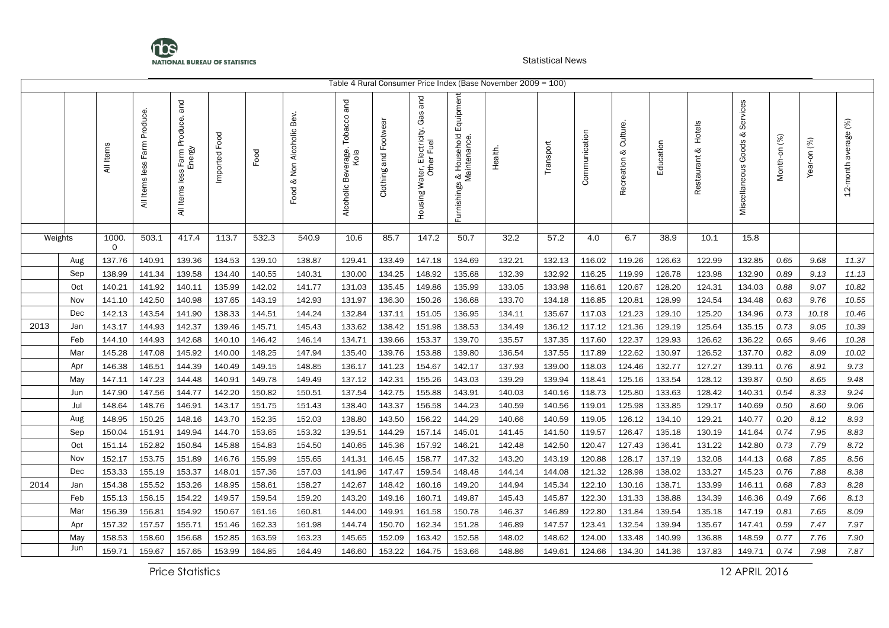Table 4 Rural Consumer Price Index (Base November 2009 = 100)

| | | All Items | All Items less Farm Produce. | All Items less Farm Produce. and Energy | Imported Food | Food | Food & Non Alcoholic Bev. | Alcoholic Beverage. Tobacco and Kola | Clothing and Footwear | Housing Water, Electricity. Gas and Other Fuel | Furnishings & Household Equipment Maintenance. | Health. | Transport | Communication | Recreation & Culture. | Education | Restaurant & Hotels | Miscellaneous Goods & Services | Month-on (%) | Year-on (%) | 12-month average (%) |
|---|---|---|---|---|---|---|---|---|---|---|---|---|---|---|---|---|---|---|---|---|---|
| Weights | | 1000.0 | 503.1 | 417.4 | 113.7 | 532.3 | 540.9 | 10.6 | 85.7 | 147.2 | 50.7 | 32.2 | 57.2 | 4.0 | 6.7 | 38.9 | 10.1 | 15.8 | | | |
| | Aug | 137.76 | 140.91 | 139.36 | 134.53 | 139.10 | 138.87 | 129.41 | 133.49 | 147.18 | 134.69 | 132.21 | 132.13 | 116.02 | 119.26 | 126.63 | 122.99 | 132.85 | 0.65 | *9.68* | *11.37* |
| | Sep | 138.99 | 141.34 | 139.58 | 134.40 | 140.55 | 140.31 | 130.00 | 134.25 | 148.92 | 135.68 | 132.39 | 132.92 | 116.25 | 119.99 | 126.78 | 123.98 | 132.90 | 0.89 | *9.13* | *11.13* |
| | Oct | 140.21 | 141.92 | 140.11 | 135.99 | 142.02 | 141.77 | 131.03 | 135.45 | 149.86 | 135.99 | 133.05 | 133.98 | 116.61 | 120.67 | 128.20 | 124.31 | 134.03 | 0.88 | *9.07* | *10.82* |
| | Nov | 141.10 | 142.50 | 140.98 | 137.65 | 143.19 | 142.93 | 131.97 | 136.30 | 150.26 | 136.68 | 133.70 | 134.18 | 116.85 | 120.81 | 128.99 | 124.54 | 134.48 | 0.63 | *9.76* | *10.55* |
| | Dec | 142.13 | 143.54 | 141.90 | 138.33 | 144.51 | 144.24 | 132.84 | 137.11 | 151.05 | 136.95 | 134.11 | 135.67 | 117.03 | 121.23 | 129.10 | 125.20 | 134.96 | 0.73 | *10.18* | *10.46* |
| 2013 | Jan | 143.17 | 144.93 | 142.37 | 139.46 | 145.71 | 145.43 | 133.62 | 138.42 | 151.98 | 138.53 | 134.49 | 136.12 | 117.12 | 121.36 | 129.19 | 125.64 | 135.15 | 0.73 | *9.05* | *10.39* |
| | Feb | 144.10 | 144.93 | 142.68 | 140.10 | 146.42 | 146.14 | 134.71 | 139.66 | 153.37 | 139.70 | 135.57 | 137.35 | 117.60 | 122.37 | 129.93 | 126.62 | 136.22 | 0.65 | *9.46* | *10.28* |
| | Mar | 145.28 | 147.08 | 145.92 | 140.00 | 148.25 | 147.94 | 135.40 | 139.76 | 153.88 | 139.80 | 136.54 | 137.55 | 117.89 | 122.62 | 130.97 | 126.52 | 137.70 | 0.82 | *8.09* | *10.02* |
| | Apr | 146.38 | 146.51 | 144.39 | 140.49 | 149.15 | 148.85 | 136.17 | 141.23 | 154.67 | 142.17 | 137.93 | 139.00 | 118.03 | 124.46 | 132.77 | 127.27 | 139.11 | 0.76 | *8.91* | *9.73* |
| | May | 147.11 | 147.23 | 144.48 | 140.91 | 149.78 | 149.49 | 137.12 | 142.31 | 155.26 | 143.03 | 139.29 | 139.94 | 118.41 | 125.16 | 133.54 | 128.12 | 139.87 | 0.50 | *8.65* | *9.48* |
| | Jun | 147.90 | 147.56 | 144.77 | 142.20 | 150.82 | 150.51 | 137.54 | 142.75 | 155.88 | 143.91 | 140.03 | 140.16 | 118.73 | 125.80 | 133.63 | 128.42 | 140.31 | 0.54 | *8.33* | *9.24* |
| | Jul | 148.64 | 148.76 | 146.91 | 143.17 | 151.75 | 151.43 | 138.40 | 143.37 | 156.58 | 144.23 | 140.59 | 140.56 | 119.01 | 125.98 | 133.85 | 129.17 | 140.69 | 0.50 | *8.60* | *9.06* |
| | Aug | 148.95 | 150.25 | 148.16 | 143.70 | 152.35 | 152.03 | 138.80 | 143.50 | 156.22 | 144.29 | 140.66 | 140.59 | 119.05 | 126.12 | 134.10 | 129.21 | 140.77 | 0.20 | *8.12* | *8.93* |
| | Sep | 150.04 | 151.91 | 149.94 | 144.70 | 153.65 | 153.32 | 139.51 | 144.29 | 157.14 | 145.01 | 141.45 | 141.50 | 119.57 | 126.47 | 135.18 | 130.19 | 141.64 | 0.74 | *7.95* | *8.83* |
| | Oct | 151.14 | 152.82 | 150.84 | 145.88 | 154.83 | 154.50 | 140.65 | 145.36 | 157.92 | 146.21 | 142.48 | 142.50 | 120.47 | 127.43 | 136.41 | 131.22 | 142.80 | 0.73 | *7.79* | *8.72* |
| | Nov | 152.17 | 153.75 | 151.89 | 146.76 | 155.99 | 155.65 | 141.31 | 146.45 | 158.77 | 147.32 | 143.20 | 143.19 | 120.88 | 128.17 | 137.19 | 132.08 | 144.13 | 0.68 | *7.85* | *8.56* |
| | Dec | 153.33 | 155.19 | 153.37 | 148.01 | 157.36 | 157.03 | 141.96 | 147.47 | 159.54 | 148.48 | 144.14 | 144.08 | 121.32 | 128.98 | 138.02 | 133.27 | 145.23 | 0.76 | *7.88* | *8.38* |
| 2014 | Jan | 154.38 | 155.52 | 153.26 | 148.95 | 158.61 | 158.27 | 142.67 | 148.42 | 160.16 | 149.20 | 144.94 | 145.34 | 122.10 | 130.16 | 138.71 | 133.99 | 146.11 | 0.68 | *7.83* | *8.28* |
| | Feb | 155.13 | 156.15 | 154.22 | 149.57 | 159.54 | 159.20 | 143.20 | 149.16 | 160.71 | 149.87 | 145.43 | 145.87 | 122.30 | 131.33 | 138.88 | 134.39 | 146.36 | 0.49 | *7.66* | *8.13* |
| | Mar | 156.39 | 156.81 | 154.92 | 150.67 | 161.16 | 160.81 | 144.00 | 149.91 | 161.58 | 150.78 | 146.37 | 146.89 | 122.80 | 131.84 | 139.54 | 135.18 | 147.19 | 0.81 | *7.65* | *8.09* |
| | Apr | 157.32 | 157.57 | 155.71 | 151.46 | 162.33 | 161.98 | 144.74 | 150.70 | 162.34 | 151.28 | 146.89 | 147.57 | 123.41 | 132.54 | 139.94 | 135.67 | 147.41 | 0.59 | *7.47* | *7.97* |
| | May | 158.53 | 158.60 | 156.68 | 152.85 | 163.59 | 163.23 | 145.65 | 152.09 | 163.42 | 152.58 | 148.02 | 148.62 | 124.00 | 133.48 | 140.99 | 136.88 | 148.59 | 0.77 | *7.76* | *7.90* |
| | Jun | 159.71 | 159.67 | 157.65 | 153.99 | 164.85 | 164.49 | 146.60 | 153.22 | 164.75 | 153.66 | 148.86 | 149.61 | 124.66 | 134.30 | 141.36 | 137.83 | 149.71 | 0.74 | *7.98* | *7.87* |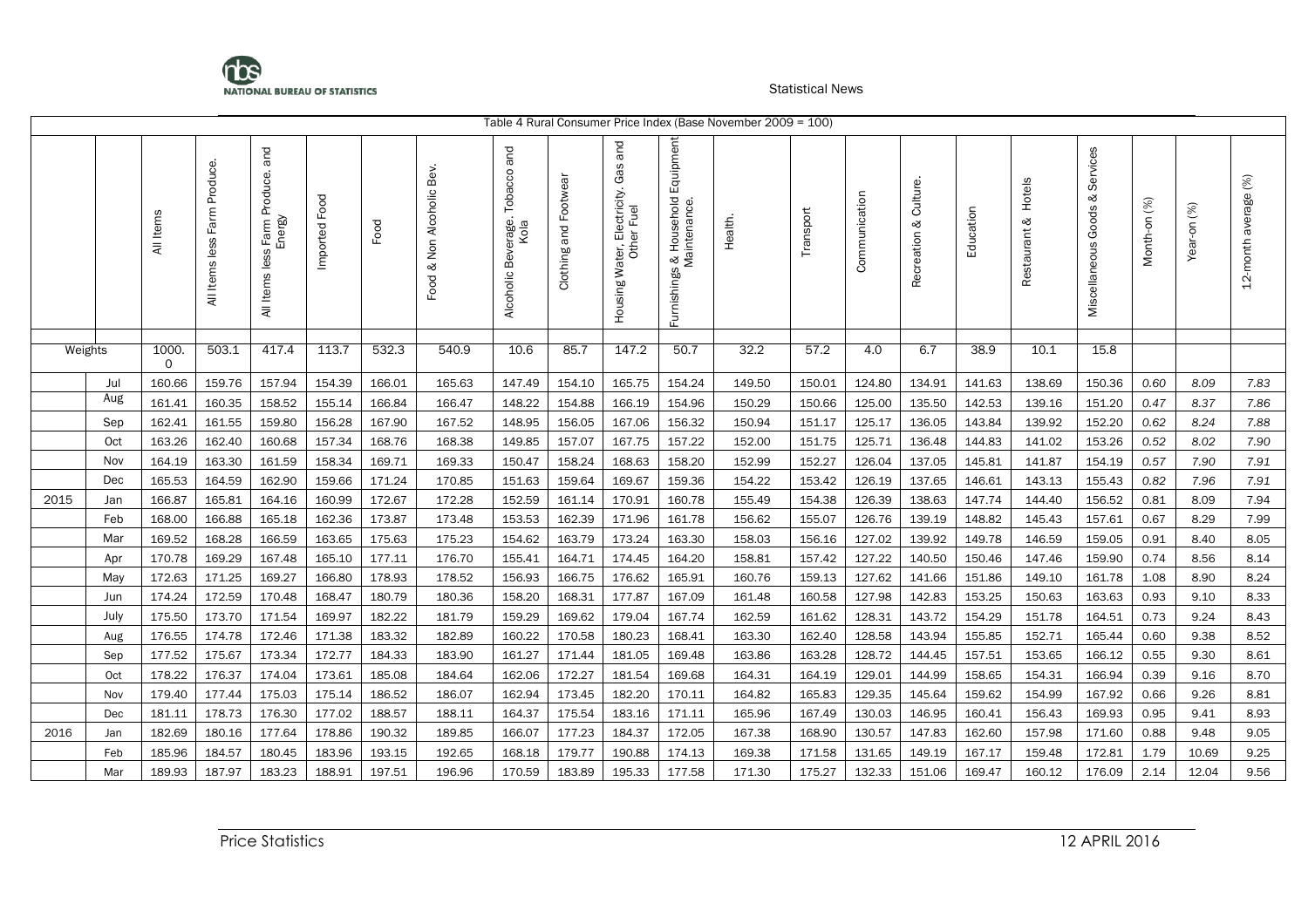Table 4 Rural Consumer Price Index (Base November 2009 = 100)

| | | All Items | All Items less Farm Produce. | All Items less Farm Produce. and Energy | Imported Food | Food | Food & Non Alcoholic Bev. | Alcoholic Beverage. Tobacco and Kola | Clothing and Footwear | Housing Water, Electricity. Gas and Other Fuel | Furnishings & Household Equipment Maintenance. | Health. | Transport | Communication | Recreation & Culture. | Education | Restaurant & Hotels | Miscellaneous Goods & Services | Month-on (%) | Year-on (%) | 12-month average (%) |
|---|---|---|---|---|---|---|---|---|---|---|---|---|---|---|---|---|---|---|---|---|---|
| Weights | | 1000.0 | 503.1 | 417.4 | 113.7 | 532.3 | 540.9 | 10.6 | 85.7 | 147.2 | 50.7 | 32.2 | 57.2 | 4.0 | 6.7 | 38.9 | 10.1 | 15.8 | | | |
| | Jul | 160.66 | 159.76 | 157.94 | 154.39 | 166.01 | 165.63 | 147.49 | 154.10 | 165.75 | 154.24 | 149.50 | 150.01 | 124.80 | 134.91 | 141.63 | 138.69 | 150.36 | 0.60 | 8.09 | 7.83 |
| | Aug | 161.41 | 160.35 | 158.52 | 155.14 | 166.84 | 166.47 | 148.22 | 154.88 | 166.19 | 154.96 | 150.29 | 150.66 | 125.00 | 135.50 | 142.53 | 139.16 | 151.20 | 0.47 | 8.37 | 7.86 |
| | Sep | 162.41 | 161.55 | 159.80 | 156.28 | 167.90 | 167.52 | 148.95 | 156.05 | 167.06 | 156.32 | 150.94 | 151.17 | 125.17 | 136.05 | 143.84 | 139.92 | 152.20 | 0.62 | 8.24 | 7.88 |
| | Oct | 163.26 | 162.40 | 160.68 | 157.34 | 168.76 | 168.38 | 149.85 | 157.07 | 167.75 | 157.22 | 152.00 | 151.75 | 125.71 | 136.48 | 144.83 | 141.02 | 153.26 | 0.52 | 8.02 | 7.90 |
| | Nov | 164.19 | 163.30 | 161.59 | 158.34 | 169.71 | 169.33 | 150.47 | 158.24 | 168.63 | 158.20 | 152.99 | 152.27 | 126.04 | 137.05 | 145.81 | 141.87 | 154.19 | 0.57 | 7.90 | 7.91 |
| | Dec | 165.53 | 164.59 | 162.90 | 159.66 | 171.24 | 170.85 | 151.63 | 159.64 | 169.67 | 159.36 | 154.22 | 153.42 | 126.19 | 137.65 | 146.61 | 143.13 | 155.43 | 0.82 | 7.96 | 7.91 |
| 2015 | Jan | 166.87 | 165.81 | 164.16 | 160.99 | 172.67 | 172.28 | 152.59 | 161.14 | 170.91 | 160.78 | 155.49 | 154.38 | 126.39 | 138.63 | 147.74 | 144.40 | 156.52 | 0.81 | 8.09 | 7.94 |
| | Feb | 168.00 | 166.88 | 165.18 | 162.36 | 173.87 | 173.48 | 153.53 | 162.39 | 171.96 | 161.78 | 156.62 | 155.07 | 126.76 | 139.19 | 148.82 | 145.43 | 157.61 | 0.67 | 8.29 | 7.99 |
| | Mar | 169.52 | 168.28 | 166.59 | 163.65 | 175.63 | 175.23 | 154.62 | 163.79 | 173.24 | 163.30 | 158.03 | 156.16 | 127.02 | 139.92 | 149.78 | 146.59 | 159.05 | 0.91 | 8.40 | 8.05 |
| | Apr | 170.78 | 169.29 | 167.48 | 165.10 | 177.11 | 176.70 | 155.41 | 164.71 | 174.45 | 164.20 | 158.81 | 157.42 | 127.22 | 140.50 | 150.46 | 147.46 | 159.90 | 0.74 | 8.56 | 8.14 |
| | May | 172.63 | 171.25 | 169.27 | 166.80 | 178.93 | 178.52 | 156.93 | 166.75 | 176.62 | 165.91 | 160.76 | 159.13 | 127.62 | 141.66 | 151.86 | 149.10 | 161.78 | 1.08 | 8.90 | 8.24 |
| | Jun | 174.24 | 172.59 | 170.48 | 168.47 | 180.79 | 180.36 | 158.20 | 168.31 | 177.87 | 167.09 | 161.48 | 160.58 | 127.98 | 142.83 | 153.25 | 150.63 | 163.63 | 0.93 | 9.10 | 8.33 |
| | July | 175.50 | 173.70 | 171.54 | 169.97 | 182.22 | 181.79 | 159.29 | 169.62 | 179.04 | 167.74 | 162.59 | 161.62 | 128.31 | 143.72 | 154.29 | 151.78 | 164.51 | 0.73 | 9.24 | 8.43 |
| | Aug | 176.55 | 174.78 | 172.46 | 171.38 | 183.32 | 182.89 | 160.22 | 170.58 | 180.23 | 168.41 | 163.30 | 162.40 | 128.58 | 143.94 | 155.85 | 152.71 | 165.44 | 0.60 | 9.38 | 8.52 |
| | Sep | 177.52 | 175.67 | 173.34 | 172.77 | 184.33 | 183.90 | 161.27 | 171.44 | 181.05 | 169.48 | 163.86 | 163.28 | 128.72 | 144.45 | 157.51 | 153.65 | 166.12 | 0.55 | 9.30 | 8.61 |
| | Oct | 178.22 | 176.37 | 174.04 | 173.61 | 185.08 | 184.64 | 162.06 | 172.27 | 181.54 | 169.68 | 164.31 | 164.19 | 129.01 | 144.99 | 158.65 | 154.31 | 166.94 | 0.39 | 9.16 | 8.70 |
| | Nov | 179.40 | 177.44 | 175.03 | 175.14 | 186.52 | 186.07 | 162.94 | 173.45 | 182.20 | 170.11 | 164.82 | 165.83 | 129.35 | 145.64 | 159.62 | 154.99 | 167.92 | 0.66 | 9.26 | 8.81 |
| | Dec | 181.11 | 178.73 | 176.30 | 177.02 | 188.57 | 188.11 | 164.37 | 175.54 | 183.16 | 171.11 | 165.96 | 167.49 | 130.03 | 146.95 | 160.41 | 156.43 | 169.93 | 0.95 | 9.41 | 8.93 |
| 2016 | Jan | 182.69 | 180.16 | 177.64 | 178.86 | 190.32 | 189.85 | 166.07 | 177.23 | 184.37 | 172.05 | 167.38 | 168.90 | 130.57 | 147.83 | 162.60 | 157.98 | 171.60 | 0.88 | 9.48 | 9.05 |
| | Feb | 185.96 | 184.57 | 180.45 | 183.96 | 193.15 | 192.65 | 168.18 | 179.77 | 190.88 | 174.13 | 169.38 | 171.58 | 131.65 | 149.19 | 167.17 | 159.48 | 172.81 | 1.79 | 10.69 | 9.25 |
| | Mar | 189.93 | 187.97 | 183.23 | 188.91 | 197.51 | 196.96 | 170.59 | 183.89 | 195.33 | 177.58 | 171.30 | 175.27 | 132.33 | 151.06 | 169.47 | 160.12 | 176.09 | 2.14 | 12.04 | 9.56 |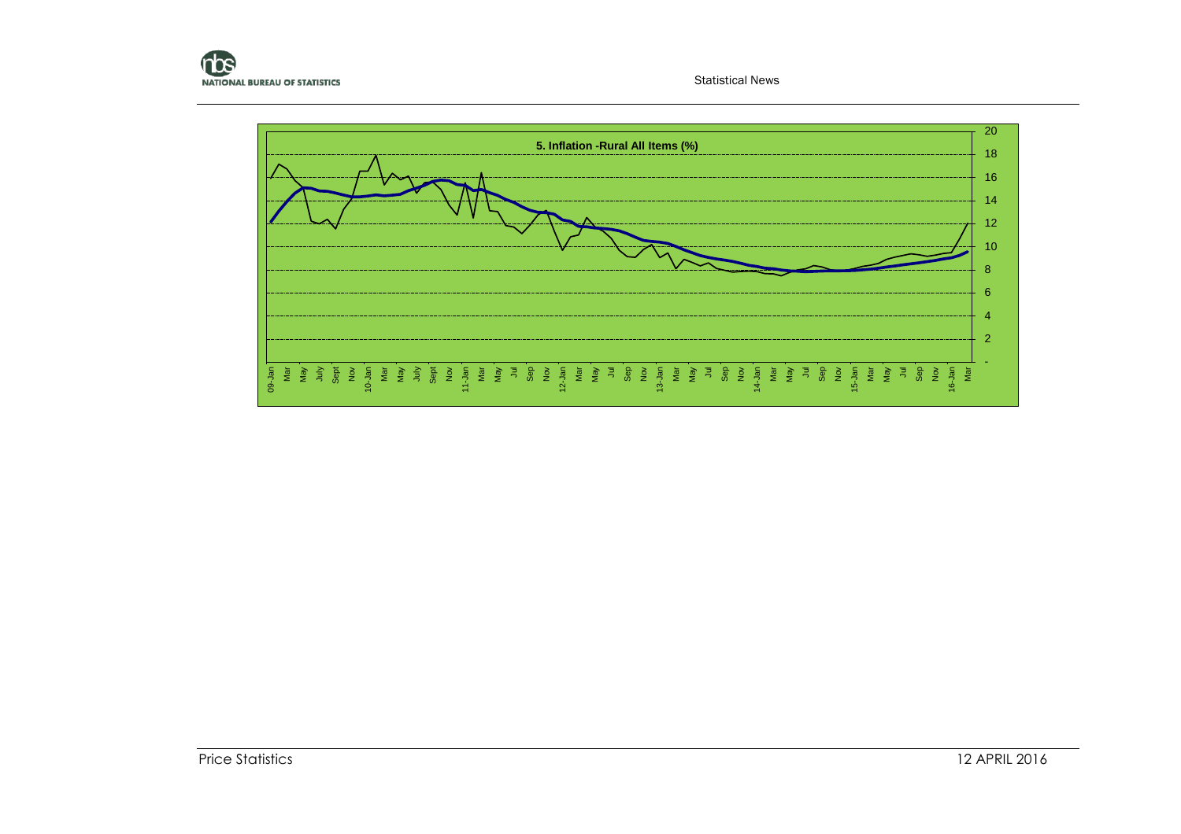**5. Inflation -Rural All Items (%)**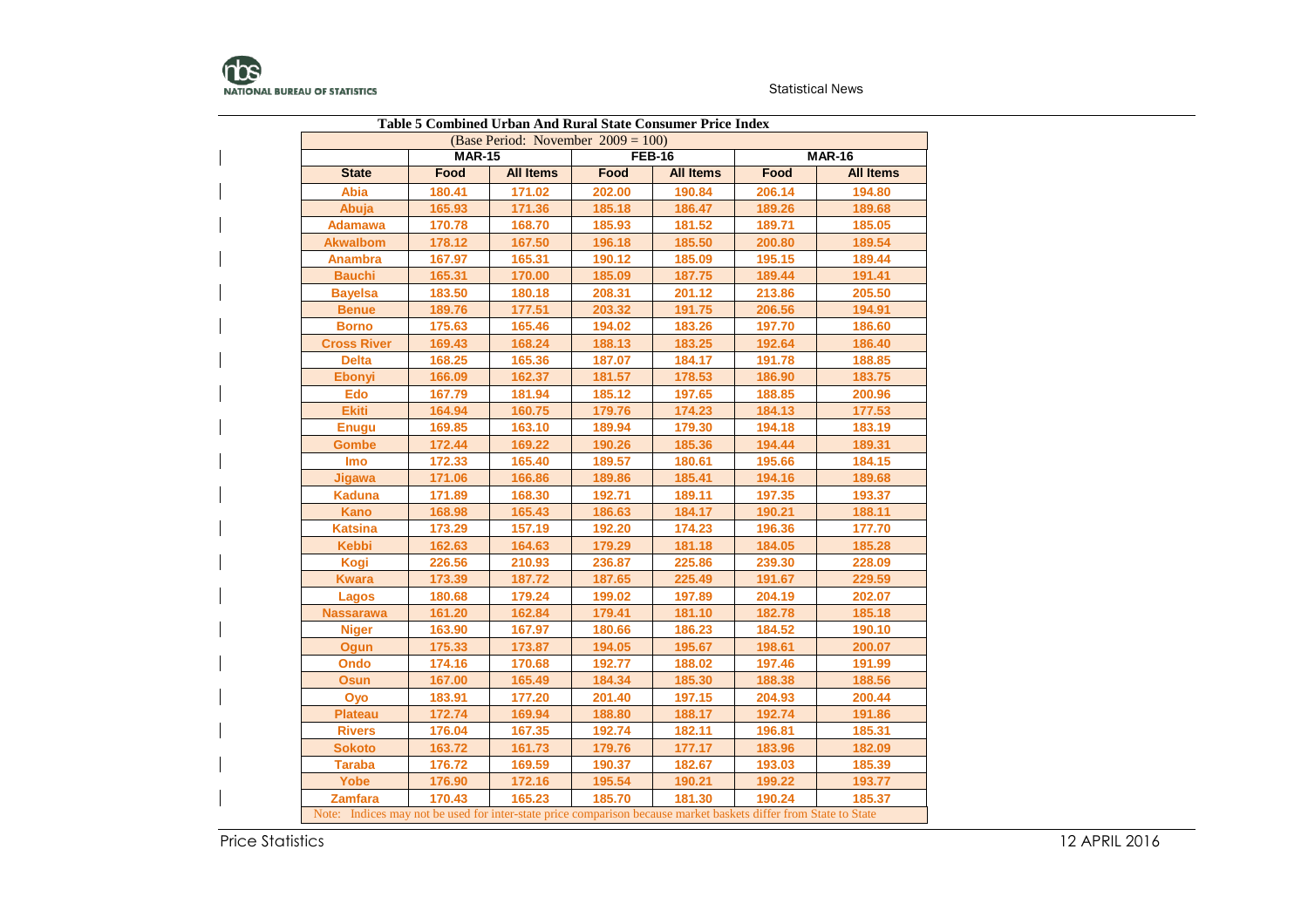**Table 5 Combined Urban And Rural State Consumer Price Index**

(Base Period: November 2009 = 100)

| | MAR-15 | | FEB-16 | | MAR-16 | |
|---|---|---|---|---|---|---|
| **State** | **Food** | **All Items** | **Food** | **All Items** | **Food** | **All Items** |
| Abia | 180.41 | 171.02 | 202.00 | 190.84 | 206.14 | 194.80 |
| Abuja | 165.93 | 171.36 | 185.18 | 186.47 | 189.26 | 189.68 |
| Adamawa | 170.78 | 168.70 | 185.93 | 181.52 | 189.71 | 185.05 |
| Akwalbom | 178.12 | 167.50 | 196.18 | 185.50 | 200.80 | 189.54 |
| Anambra | 167.97 | 165.31 | 190.12 | 185.09 | 195.15 | 189.44 |
| Bauchi | 165.31 | 170.00 | 185.09 | 187.75 | 189.44 | 191.41 |
| Bayelsa | 183.50 | 180.18 | 208.31 | 201.12 | 213.86 | 205.50 |
| Benue | 189.76 | 177.51 | 203.32 | 191.75 | 206.56 | 194.91 |
| Borno | 175.63 | 165.46 | 194.02 | 183.26 | 197.70 | 186.60 |
| Cross River | 169.43 | 168.24 | 188.13 | 183.25 | 192.64 | 186.40 |
| Delta | 168.25 | 165.36 | 187.07 | 184.17 | 191.78 | 188.85 |
| Ebonyi | 166.09 | 162.37 | 181.57 | 178.53 | 186.90 | 183.75 |
| Edo | 167.79 | 181.94 | 185.12 | 197.65 | 188.85 | 200.96 |
| Ekiti | 164.94 | 160.75 | 179.76 | 174.23 | 184.13 | 177.53 |
| Enugu | 169.85 | 163.10 | 189.94 | 179.30 | 194.18 | 183.19 |
| Gombe | 172.44 | 169.22 | 190.26 | 185.36 | 194.44 | 189.31 |
| Imo | 172.33 | 165.40 | 189.57 | 180.61 | 195.66 | 184.15 |
| Jigawa | 171.06 | 166.86 | 189.86 | 185.41 | 194.16 | 189.68 |
| Kaduna | 171.89 | 168.30 | 192.71 | 189.11 | 197.35 | 193.37 |
| Kano | 168.98 | 165.43 | 186.63 | 184.17 | 190.21 | 188.11 |
| Katsina | 173.29 | 157.19 | 192.20 | 174.23 | 196.36 | 177.70 |
| Kebbi | 162.63 | 164.63 | 179.29 | 181.18 | 184.05 | 185.28 |
| Kogi | 226.56 | 210.93 | 236.87 | 225.86 | 239.30 | 228.09 |
| Kwara | 173.39 | 187.72 | 187.65 | 225.49 | 191.67 | 229.59 |
| Lagos | 180.68 | 179.24 | 199.02 | 197.89 | 204.19 | 202.07 |
| Nassarawa | 161.20 | 162.84 | 179.41 | 181.10 | 182.78 | 185.18 |
| Niger | 163.90 | 167.97 | 180.66 | 186.23 | 184.52 | 190.10 |
| Ogun | 175.33 | 173.87 | 194.05 | 195.67 | 198.61 | 200.07 |
| Ondo | 174.16 | 170.68 | 192.77 | 188.02 | 197.46 | 191.99 |
| Osun | 167.00 | 165.49 | 184.34 | 185.30 | 188.38 | 188.56 |
| Oyo | 183.91 | 177.20 | 201.40 | 197.15 | 204.93 | 200.44 |
| Plateau | 172.74 | 169.94 | 188.80 | 188.17 | 192.74 | 191.86 |
| Rivers | 176.04 | 167.35 | 192.74 | 182.11 | 196.81 | 185.31 |
| Sokoto | 163.72 | 161.73 | 179.76 | 177.17 | 183.96 | 182.09 |
| Taraba | 176.72 | 169.59 | 190.37 | 182.67 | 193.03 | 185.39 |
| Yobe | 176.90 | 172.16 | 195.54 | 190.21 | 199.22 | 193.77 |
| Zamfara | 170.43 | 165.23 | 185.70 | 181.30 | 190.24 | 185.37 |

Note: Indices may not be used for inter-state price comparison because market baskets differ from State to State